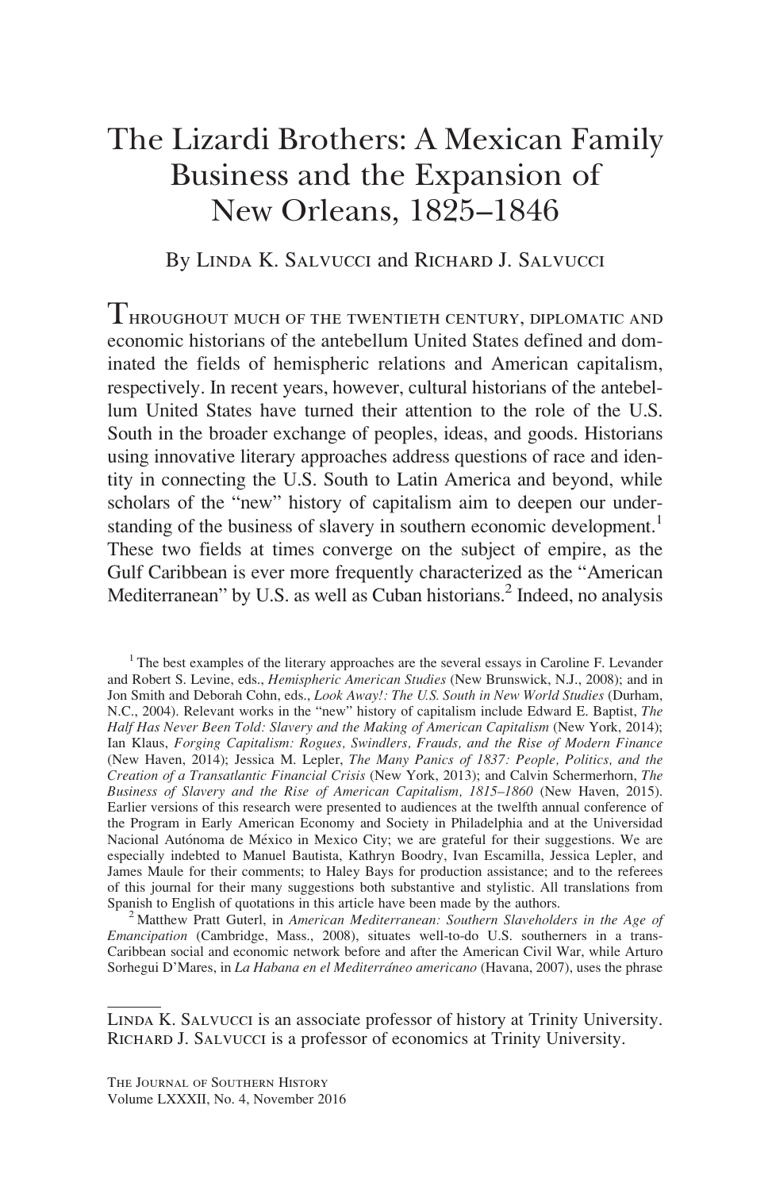# The Lizardi Brothers: A Mexican Family Business and the Expansion of New Orleans, 1825–1846

By LINDA K. SALVUCCI and RICHARD J. SALVUCCI

THROUGHOUT MUCH OF THE TWENTIETH CENTURY, DIPLOMATIC AND economic historians of the antebellum United States defined and dominated the fields of hemispheric relations and American capitalism, respectively. In recent years, however, cultural historians of the antebellum United States have turned their attention to the role of the U.S. South in the broader exchange of peoples, ideas, and goods. Historians using innovative literary approaches address questions of race and identity in connecting the U.S. South to Latin America and beyond, while scholars of the "new" history of capitalism aim to deepen our understanding of the business of slavery in southern economic development.[1] These two fields at times converge on the subject of empire, as the Gulf Caribbean is ever more frequently characterized as the "American Mediterranean" by U.S. as well as Cuban historians.[2] Indeed, no analysis

[1] The best examples of the literary approaches are the several essays in Caroline F. Levander and Robert S. Levine, eds., *Hemispheric American Studies* (New Brunswick, N.J., 2008); and in Jon Smith and Deborah Cohn, eds., *Look Away!: The U.S. South in New World Studies* (Durham, N.C., 2004). Relevant works in the "new" history of capitalism include Edward E. Baptist, *The Half Has Never Been Told: Slavery and the Making of American Capitalism* (New York, 2014); Ian Klaus, *Forging Capitalism: Rogues, Swindlers, Frauds, and the Rise of Modern Finance* (New Haven, 2014); Jessica M. Lepler, *The Many Panics of 1837: People, Politics, and the Creation of a Transatlantic Financial Crisis* (New York, 2013); and Calvin Schermerhorn, *The Business of Slavery and the Rise of American Capitalism, 1815–1860* (New Haven, 2015). Earlier versions of this research were presented to audiences at the twelfth annual conference of the Program in Early American Economy and Society in Philadelphia and at the Universidad Nacional Autónoma de México in Mexico City; we are grateful for their suggestions. We are especially indebted to Manuel Bautista, Kathryn Boodry, Ivan Escamilla, Jessica Lepler, and James Maule for their comments; to Haley Bays for production assistance; and to the referees of this journal for their many suggestions both substantive and stylistic. All translations from Spanish to English of quotations in this article have been made by the authors.

[2] Matthew Pratt Guterl, in *American Mediterranean: Southern Slaveholders in the Age of Emancipation* (Cambridge, Mass., 2008), situates well-to-do U.S. southerners in a trans-Caribbean social and economic network before and after the American Civil War, while Arturo Sorhegui D'Mares, in *La Habana en el Mediterráneo americano* (Havana, 2007), uses the phrase

LINDA K. SALVUCCI is an associate professor of history at Trinity University. RICHARD J. SALVUCCI is a professor of economics at Trinity University.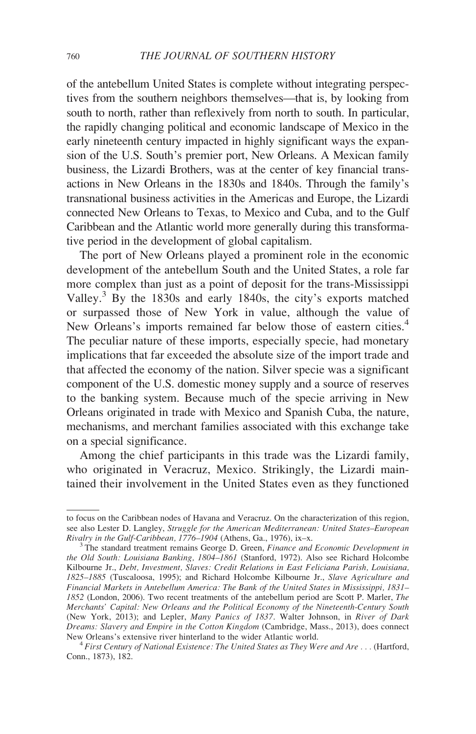of the antebellum United States is complete without integrating perspectives from the southern neighbors themselves—that is, by looking from south to north, rather than reflexively from north to south. In particular, the rapidly changing political and economic landscape of Mexico in the early nineteenth century impacted in highly significant ways the expansion of the U.S. South's premier port, New Orleans. A Mexican family business, the Lizardi Brothers, was at the center of key financial transactions in New Orleans in the 1830s and 1840s. Through the family's transnational business activities in the Americas and Europe, the Lizardi connected New Orleans to Texas, to Mexico and Cuba, and to the Gulf Caribbean and the Atlantic world more generally during this transformative period in the development of global capitalism.

The port of New Orleans played a prominent role in the economic development of the antebellum South and the United States, a role far more complex than just as a point of deposit for the trans-Mississippi Valley.[3] By the 1830s and early 1840s, the city's exports matched or surpassed those of New York in value, although the value of New Orleans's imports remained far below those of eastern cities.[4] The peculiar nature of these imports, especially specie, had monetary implications that far exceeded the absolute size of the import trade and that affected the economy of the nation. Silver specie was a significant component of the U.S. domestic money supply and a source of reserves to the banking system. Because much of the specie arriving in New Orleans originated in trade with Mexico and Spanish Cuba, the nature, mechanisms, and merchant families associated with this exchange take on a special significance.

Among the chief participants in this trade was the Lizardi family, who originated in Veracruz, Mexico. Strikingly, the Lizardi maintained their involvement in the United States even as they functioned

---

to focus on the Caribbean nodes of Havana and Veracruz. On the characterization of this region, see also Lester D. Langley, *Struggle for the American Mediterranean: United States–European Rivalry in the Gulf-Caribbean, 1776–1904* (Athens, Ga., 1976), ix–x.

[3] The standard treatment remains George D. Green, *Finance and Economic Development in the Old South: Louisiana Banking, 1804–1861* (Stanford, 1972). Also see Richard Holcombe Kilbourne Jr., *Debt, Investment, Slaves: Credit Relations in East Feliciana Parish, Louisiana, 1825–1885* (Tuscaloosa, 1995); and Richard Holcombe Kilbourne Jr., *Slave Agriculture and Financial Markets in Antebellum America: The Bank of the United States in Mississippi, 1831–1852* (London, 2006). Two recent treatments of the antebellum period are Scott P. Marler, *The Merchants' Capital: New Orleans and the Political Economy of the Nineteenth-Century South* (New York, 2013); and Lepler, *Many Panics of 1837*. Walter Johnson, in *River of Dark Dreams: Slavery and Empire in the Cotton Kingdom* (Cambridge, Mass., 2013), does connect New Orleans's extensive river hinterland to the wider Atlantic world.

[4] *First Century of National Existence: The United States as They Were and Are . . .* (Hartford, Conn., 1873), 182.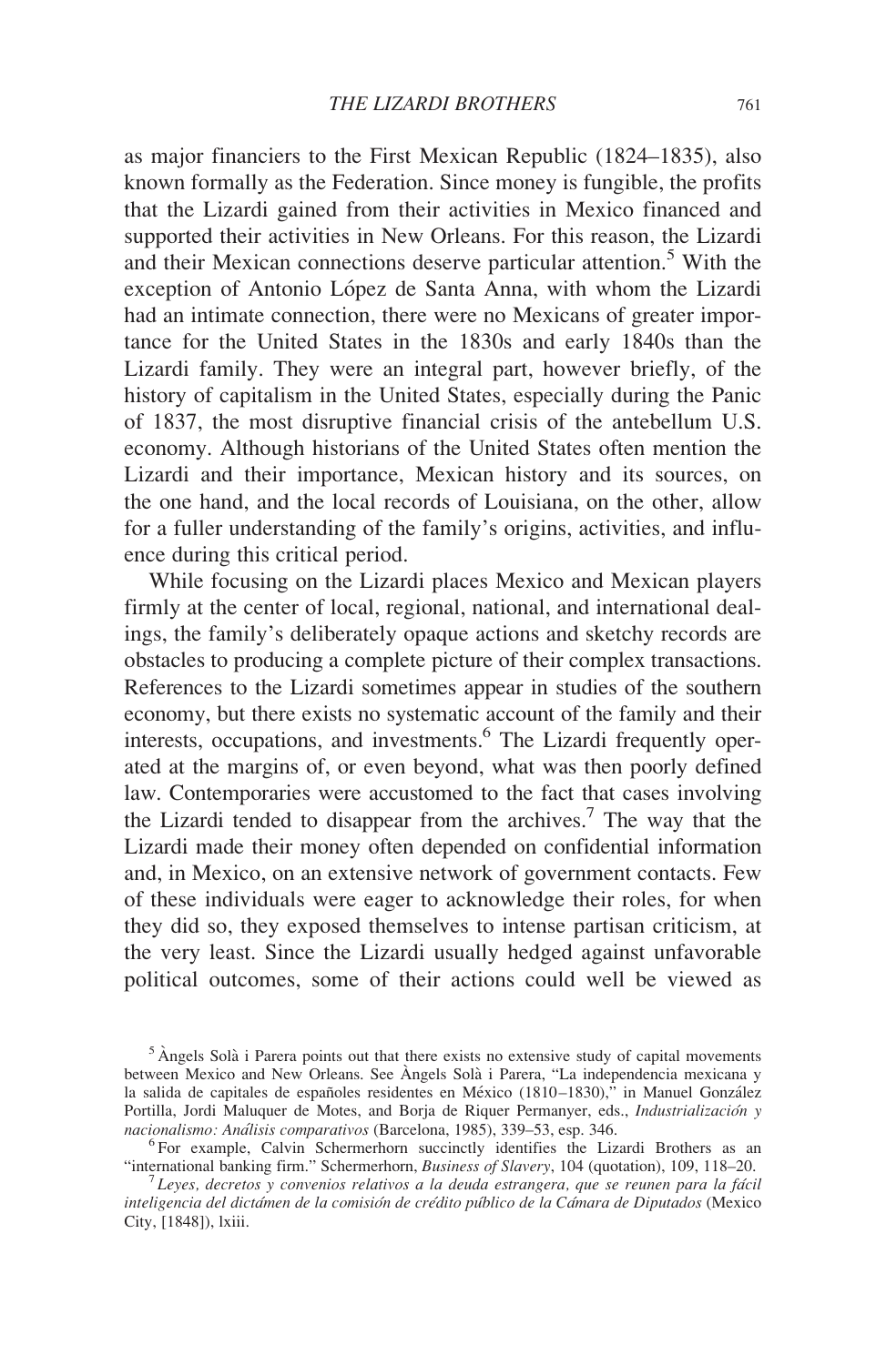as major financiers to the First Mexican Republic (1824–1835), also known formally as the Federation. Since money is fungible, the profits that the Lizardi gained from their activities in Mexico financed and supported their activities in New Orleans. For this reason, the Lizardi and their Mexican connections deserve particular attention.[5] With the exception of Antonio López de Santa Anna, with whom the Lizardi had an intimate connection, there were no Mexicans of greater importance for the United States in the 1830s and early 1840s than the Lizardi family. They were an integral part, however briefly, of the history of capitalism in the United States, especially during the Panic of 1837, the most disruptive financial crisis of the antebellum U.S. economy. Although historians of the United States often mention the Lizardi and their importance, Mexican history and its sources, on the one hand, and the local records of Louisiana, on the other, allow for a fuller understanding of the family's origins, activities, and influence during this critical period.

While focusing on the Lizardi places Mexico and Mexican players firmly at the center of local, regional, national, and international dealings, the family's deliberately opaque actions and sketchy records are obstacles to producing a complete picture of their complex transactions. References to the Lizardi sometimes appear in studies of the southern economy, but there exists no systematic account of the family and their interests, occupations, and investments.[6] The Lizardi frequently operated at the margins of, or even beyond, what was then poorly defined law. Contemporaries were accustomed to the fact that cases involving the Lizardi tended to disappear from the archives.[7] The way that the Lizardi made their money often depended on confidential information and, in Mexico, on an extensive network of government contacts. Few of these individuals were eager to acknowledge their roles, for when they did so, they exposed themselves to intense partisan criticism, at the very least. Since the Lizardi usually hedged against unfavorable political outcomes, some of their actions could well be viewed as

---

[5] Àngels Solà i Parera points out that there exists no extensive study of capital movements between Mexico and New Orleans. See Àngels Solà i Parera, "La independencia mexicana y la salida de capitales de españoles residentes en México (1810–1830)," in Manuel González Portilla, Jordi Maluquer de Motes, and Borja de Riquer Permanyer, eds., *Industrialización y nacionalismo: Análisis comparativos* (Barcelona, 1985), 339–53, esp. 346.

[6] For example, Calvin Schermerhorn succinctly identifies the Lizardi Brothers as an "international banking firm." Schermerhorn, *Business of Slavery*, 104 (quotation), 109, 118–20.

[7] *Leyes, decretos y convenios relativos a la deuda estrangera, que se reunen para la fácil inteligencia del dictámen de la comisión de crédito público de la Cámara de Diputados* (Mexico City, [1848]), lxiii.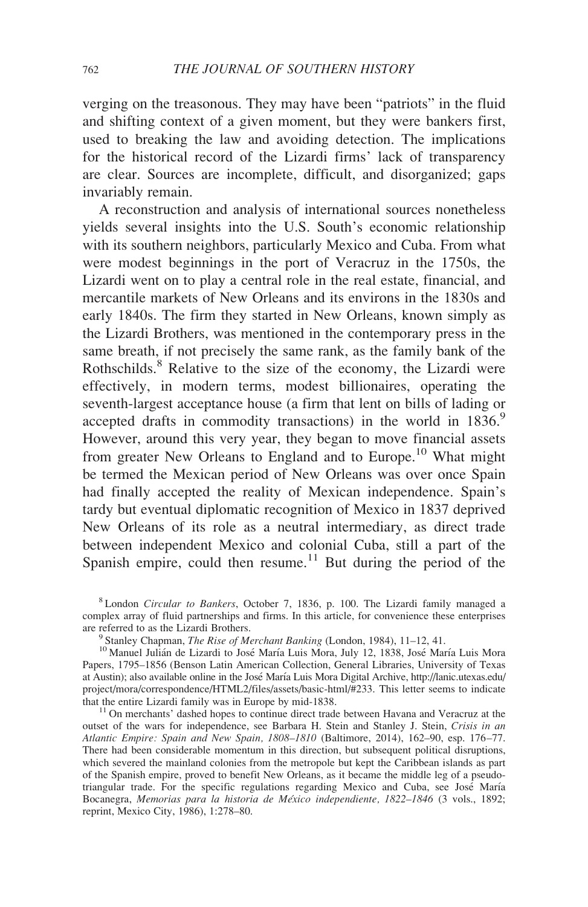verging on the treasonous. They may have been "patriots" in the fluid and shifting context of a given moment, but they were bankers first, used to breaking the law and avoiding detection. The implications for the historical record of the Lizardi firms' lack of transparency are clear. Sources are incomplete, difficult, and disorganized; gaps invariably remain.

A reconstruction and analysis of international sources nonetheless yields several insights into the U.S. South's economic relationship with its southern neighbors, particularly Mexico and Cuba. From what were modest beginnings in the port of Veracruz in the 1750s, the Lizardi went on to play a central role in the real estate, financial, and mercantile markets of New Orleans and its environs in the 1830s and early 1840s. The firm they started in New Orleans, known simply as the Lizardi Brothers, was mentioned in the contemporary press in the same breath, if not precisely the same rank, as the family bank of the Rothschilds.[8] Relative to the size of the economy, the Lizardi were effectively, in modern terms, modest billionaires, operating the seventh-largest acceptance house (a firm that lent on bills of lading or accepted drafts in commodity transactions) in the world in 1836.[9] However, around this very year, they began to move financial assets from greater New Orleans to England and to Europe.[10] What might be termed the Mexican period of New Orleans was over once Spain had finally accepted the reality of Mexican independence. Spain's tardy but eventual diplomatic recognition of Mexico in 1837 deprived New Orleans of its role as a neutral intermediary, as direct trade between independent Mexico and colonial Cuba, still a part of the Spanish empire, could then resume.[11] But during the period of the

[8] London *Circular to Bankers*, October 7, 1836, p. 100. The Lizardi family managed a complex array of fluid partnerships and firms. In this article, for convenience these enterprises are referred to as the Lizardi Brothers.

[9] Stanley Chapman, *The Rise of Merchant Banking* (London, 1984), 11–12, 41.

[10] Manuel Julián de Lizardi to José María Luis Mora, July 12, 1838, José María Luis Mora Papers, 1795–1856 (Benson Latin American Collection, General Libraries, University of Texas at Austin); also available online in the José María Luis Mora Digital Archive, http://lanic.utexas.edu/project/mora/correspondence/HTML2/files/assets/basic-html/#233. This letter seems to indicate that the entire Lizardi family was in Europe by mid-1838.

[11] On merchants' dashed hopes to continue direct trade between Havana and Veracruz at the outset of the wars for independence, see Barbara H. Stein and Stanley J. Stein, *Crisis in an Atlantic Empire: Spain and New Spain, 1808–1810* (Baltimore, 2014), 162–90, esp. 176–77. There had been considerable momentum in this direction, but subsequent political disruptions, which severed the mainland colonies from the metropole but kept the Caribbean islands as part of the Spanish empire, proved to benefit New Orleans, as it became the middle leg of a pseudo-triangular trade. For the specific regulations regarding Mexico and Cuba, see José María Bocanegra, *Memorias para la historia de México independiente, 1822–1846* (3 vols., 1892; reprint, Mexico City, 1986), 1:278–80.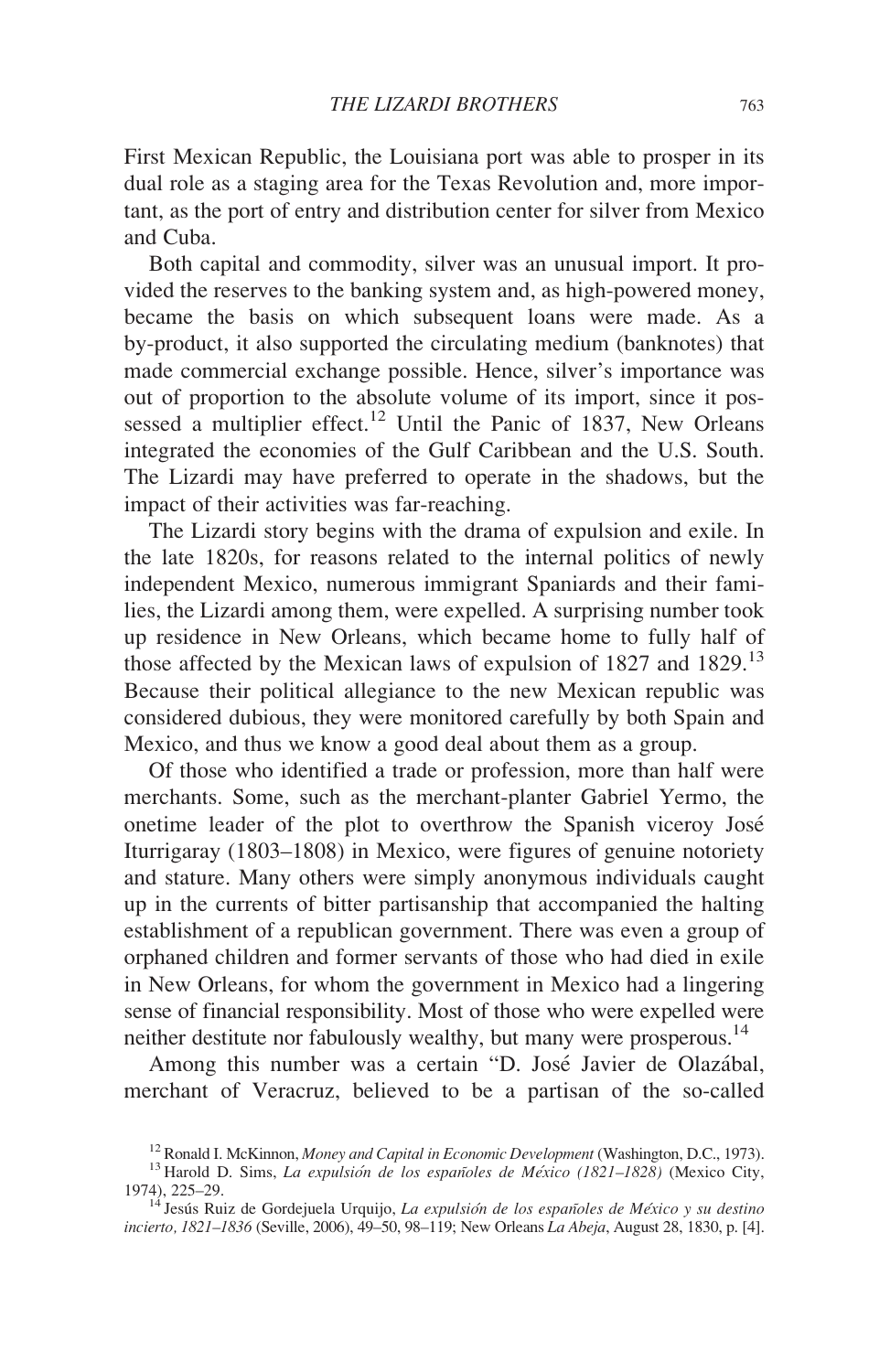First Mexican Republic, the Louisiana port was able to prosper in its dual role as a staging area for the Texas Revolution and, more important, as the port of entry and distribution center for silver from Mexico and Cuba.

Both capital and commodity, silver was an unusual import. It provided the reserves to the banking system and, as high-powered money, became the basis on which subsequent loans were made. As a by-product, it also supported the circulating medium (banknotes) that made commercial exchange possible. Hence, silver's importance was out of proportion to the absolute volume of its import, since it possessed a multiplier effect.[12] Until the Panic of 1837, New Orleans integrated the economies of the Gulf Caribbean and the U.S. South. The Lizardi may have preferred to operate in the shadows, but the impact of their activities was far-reaching.

The Lizardi story begins with the drama of expulsion and exile. In the late 1820s, for reasons related to the internal politics of newly independent Mexico, numerous immigrant Spaniards and their families, the Lizardi among them, were expelled. A surprising number took up residence in New Orleans, which became home to fully half of those affected by the Mexican laws of expulsion of 1827 and 1829.[13] Because their political allegiance to the new Mexican republic was considered dubious, they were monitored carefully by both Spain and Mexico, and thus we know a good deal about them as a group.

Of those who identified a trade or profession, more than half were merchants. Some, such as the merchant-planter Gabriel Yermo, the onetime leader of the plot to overthrow the Spanish viceroy José Iturrigaray (1803–1808) in Mexico, were figures of genuine notoriety and stature. Many others were simply anonymous individuals caught up in the currents of bitter partisanship that accompanied the halting establishment of a republican government. There was even a group of orphaned children and former servants of those who had died in exile in New Orleans, for whom the government in Mexico had a lingering sense of financial responsibility. Most of those who were expelled were neither destitute nor fabulously wealthy, but many were prosperous.[14]

Among this number was a certain "D. José Javier de Olazábal, merchant of Veracruz, believed to be a partisan of the so-called

[12] Ronald I. McKinnon, *Money and Capital in Economic Development* (Washington, D.C., 1973).

[13] Harold D. Sims, *La expulsión de los españoles de México (1821–1828)* (Mexico City, 1974), 225–29.

[14] Jesús Ruiz de Gordejuela Urquijo, *La expulsión de los españoles de México y su destino incierto, 1821–1836* (Seville, 2006), 49–50, 98–119; New Orleans *La Abeja*, August 28, 1830, p. [4].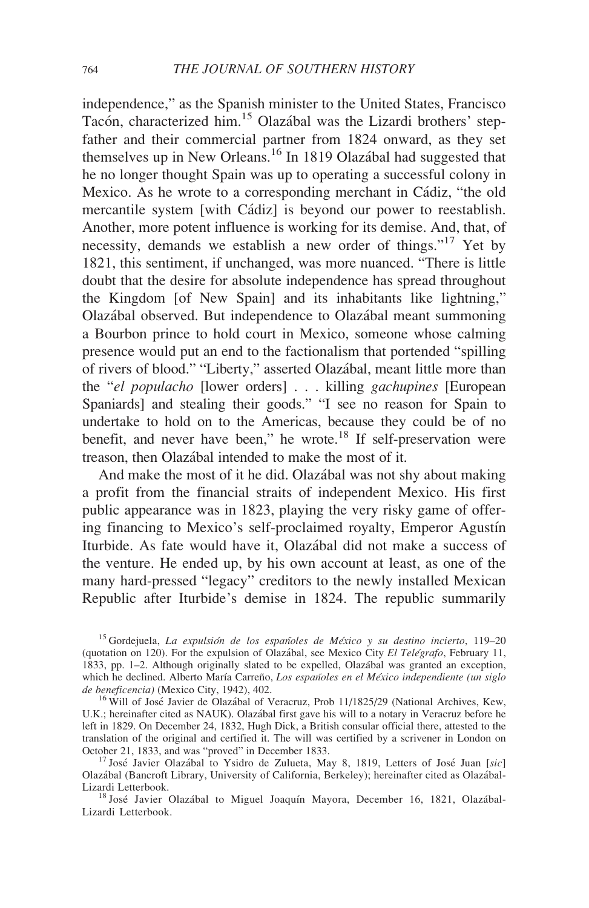independence," as the Spanish minister to the United States, Francisco Tacón, characterized him.[15] Olazábal was the Lizardi brothers' stepfather and their commercial partner from 1824 onward, as they set themselves up in New Orleans.[16] In 1819 Olazábal had suggested that he no longer thought Spain was up to operating a successful colony in Mexico. As he wrote to a corresponding merchant in Cádiz, "the old mercantile system [with Cádiz] is beyond our power to reestablish. Another, more potent influence is working for its demise. And, that, of necessity, demands we establish a new order of things."[17] Yet by 1821, this sentiment, if unchanged, was more nuanced. "There is little doubt that the desire for absolute independence has spread throughout the Kingdom [of New Spain] and its inhabitants like lightning," Olazábal observed. But independence to Olazábal meant summoning a Bourbon prince to hold court in Mexico, someone whose calming presence would put an end to the factionalism that portended "spilling of rivers of blood." "Liberty," asserted Olazábal, meant little more than the "*el populacho* [lower orders] . . . killing *gachupines* [European Spaniards] and stealing their goods." "I see no reason for Spain to undertake to hold on to the Americas, because they could be of no benefit, and never have been," he wrote.[18] If self-preservation were treason, then Olazábal intended to make the most of it.

And make the most of it he did. Olazábal was not shy about making a profit from the financial straits of independent Mexico. His first public appearance was in 1823, playing the very risky game of offering financing to Mexico's self-proclaimed royalty, Emperor Agustín Iturbide. As fate would have it, Olazábal did not make a success of the venture. He ended up, by his own account at least, as one of the many hard-pressed "legacy" creditors to the newly installed Mexican Republic after Iturbide's demise in 1824. The republic summarily

[15] Gordejuela, *La expulsión de los españoles de México y su destino incierto*, 119–20 (quotation on 120). For the expulsion of Olazábal, see Mexico City *El Telégrafo*, February 11, 1833, pp. 1–2. Although originally slated to be expelled, Olazábal was granted an exception, which he declined. Alberto María Carreño, *Los españoles en el México independiente (un siglo de beneficencia)* (Mexico City, 1942), 402.

[16] Will of José Javier de Olazábal of Veracruz, Prob 11/1825/29 (National Archives, Kew, U.K.; hereinafter cited as NAUK). Olazábal first gave his will to a notary in Veracruz before he left in 1829. On December 24, 1832, Hugh Dick, a British consular official there, attested to the translation of the original and certified it. The will was certified by a scrivener in London on October 21, 1833, and was "proved" in December 1833.

[17] José Javier Olazábal to Ysidro de Zulueta, May 8, 1819, Letters of José Juan [*sic*] Olazábal (Bancroft Library, University of California, Berkeley); hereinafter cited as Olazábal-Lizardi Letterbook.

[18] José Javier Olazábal to Miguel Joaquín Mayora, December 16, 1821, Olazábal-Lizardi Letterbook.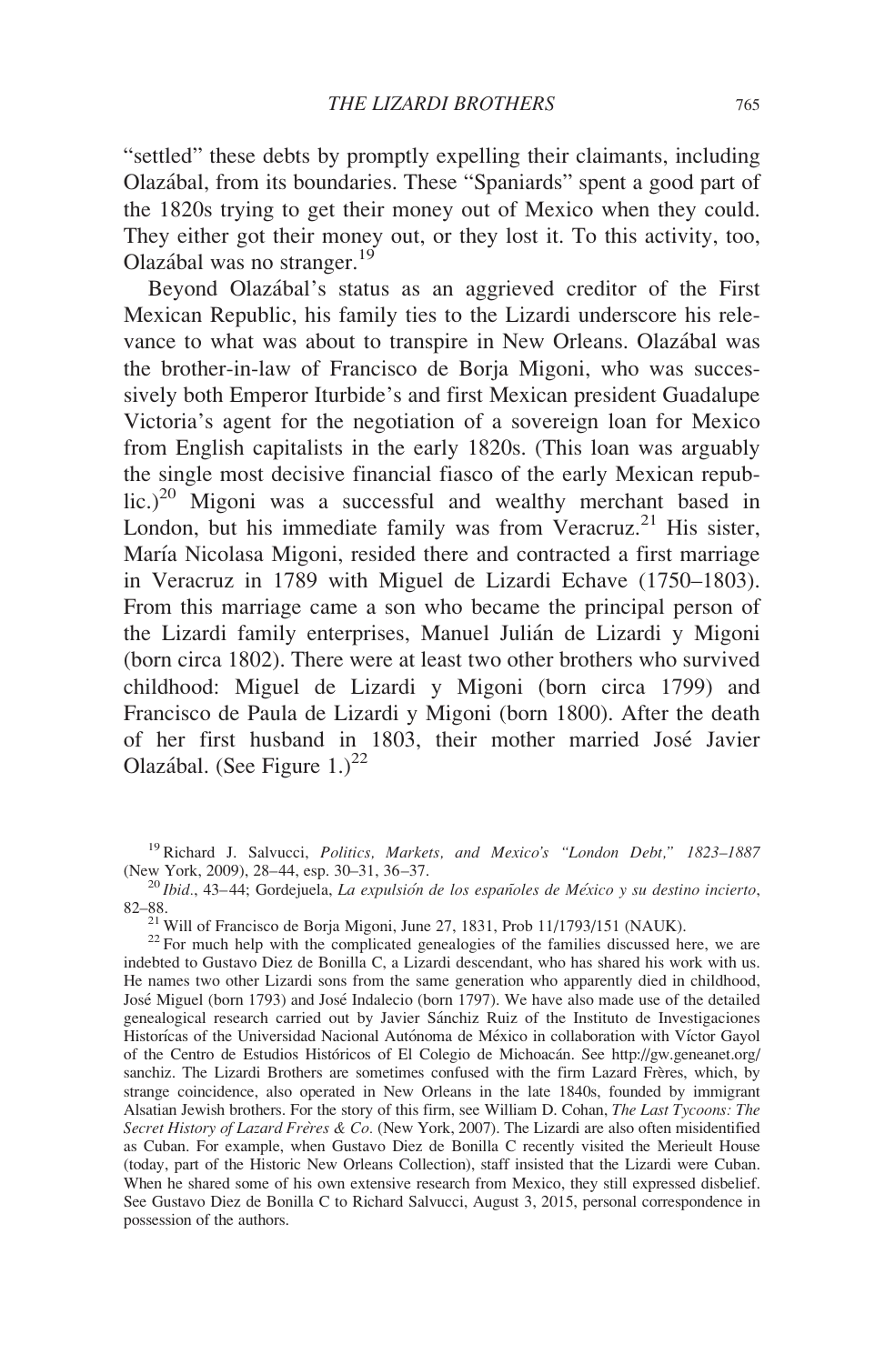"settled" these debts by promptly expelling their claimants, including Olazábal, from its boundaries. These "Spaniards" spent a good part of the 1820s trying to get their money out of Mexico when they could. They either got their money out, or they lost it. To this activity, too, Olazábal was no stranger.[19]

Beyond Olazábal's status as an aggrieved creditor of the First Mexican Republic, his family ties to the Lizardi underscore his relevance to what was about to transpire in New Orleans. Olazábal was the brother-in-law of Francisco de Borja Migoni, who was successively both Emperor Iturbide's and first Mexican president Guadalupe Victoria's agent for the negotiation of a sovereign loan for Mexico from English capitalists in the early 1820s. (This loan was arguably the single most decisive financial fiasco of the early Mexican republic.)[20] Migoni was a successful and wealthy merchant based in London, but his immediate family was from Veracruz.[21] His sister, María Nicolasa Migoni, resided there and contracted a first marriage in Veracruz in 1789 with Miguel de Lizardi Echave (1750–1803). From this marriage came a son who became the principal person of the Lizardi family enterprises, Manuel Julián de Lizardi y Migoni (born circa 1802). There were at least two other brothers who survived childhood: Miguel de Lizardi y Migoni (born circa 1799) and Francisco de Paula de Lizardi y Migoni (born 1800). After the death of her first husband in 1803, their mother married José Javier Olazábal. (See Figure 1.)[22]

[19] Richard J. Salvucci, *Politics, Markets, and Mexico's "London Debt," 1823–1887* (New York, 2009), 28–44, esp. 30–31, 36–37.

[20] *Ibid*., 43–44; Gordejuela, *La expulsión de los españoles de México y su destino incierto*, 82–88.

[21] Will of Francisco de Borja Migoni, June 27, 1831, Prob 11/1793/151 (NAUK).

[22] For much help with the complicated genealogies of the families discussed here, we are indebted to Gustavo Diez de Bonilla C, a Lizardi descendant, who has shared his work with us. He names two other Lizardi sons from the same generation who apparently died in childhood, José Miguel (born 1793) and José Indalecio (born 1797). We have also made use of the detailed genealogical research carried out by Javier Sánchiz Ruiz of the Instituto de Investigaciones Historícas of the Universidad Nacional Autónoma de México in collaboration with Víctor Gayol of the Centro de Estudios Históricos of El Colegio de Michoacán. See http://gw.geneanet.org/sanchiz. The Lizardi Brothers are sometimes confused with the firm Lazard Frères, which, by strange coincidence, also operated in New Orleans in the late 1840s, founded by immigrant Alsatian Jewish brothers. For the story of this firm, see William D. Cohan, *The Last Tycoons: The Secret History of Lazard Frères & Co.* (New York, 2007). The Lizardi are also often misidentified as Cuban. For example, when Gustavo Diez de Bonilla C recently visited the Merieult House (today, part of the Historic New Orleans Collection), staff insisted that the Lizardi were Cuban. When he shared some of his own extensive research from Mexico, they still expressed disbelief. See Gustavo Diez de Bonilla C to Richard Salvucci, August 3, 2015, personal correspondence in possession of the authors.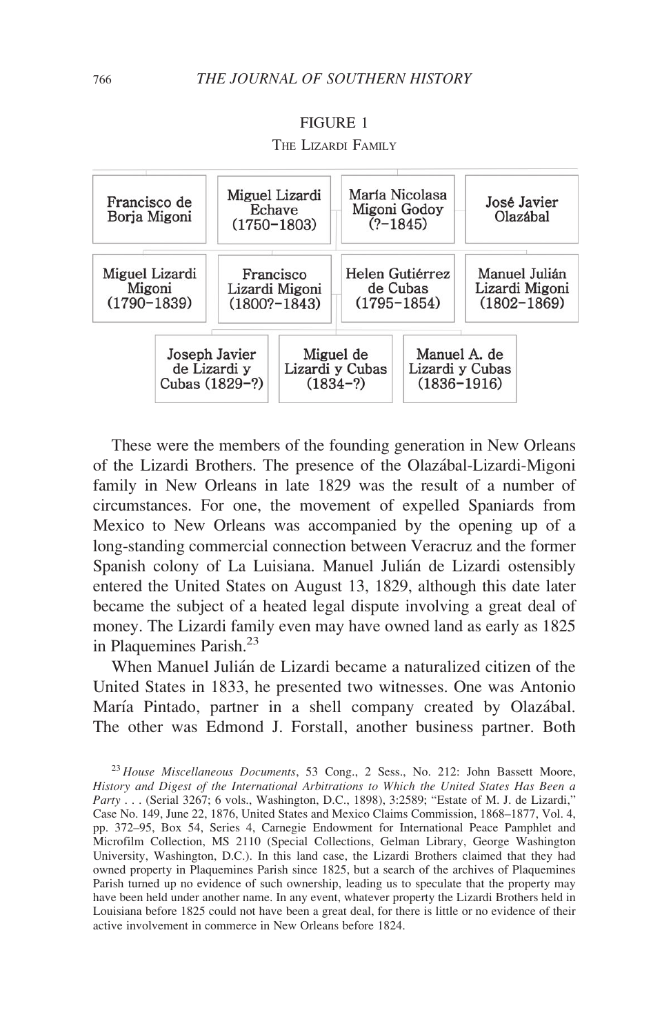FIGURE 1

THE LIZARDI FAMILY

| Francisco de Borja Migoni | Miguel Lizardi Echave (1750–1803) | María Nicolasa Migoni Godoy (?–1845) | José Javier Olazábal |
| --- | --- | --- | --- |
| Miguel Lizardi Migoni (1790–1839) | Francisco Lizardi Migoni (1800?–1843) | Helen Gutiérrez de Cubas (1795–1854) | Manuel Julián Lizardi Migoni (1802–1869) |
| Joseph Javier de Lizardi y Cubas (1829–?) | Miguel de Lizardi y Cubas (1834–?) | Manuel A. de Lizardi y Cubas (1836–1916) | |

These were the members of the founding generation in New Orleans of the Lizardi Brothers. The presence of the Olazábal-Lizardi-Migoni family in New Orleans in late 1829 was the result of a number of circumstances. For one, the movement of expelled Spaniards from Mexico to New Orleans was accompanied by the opening up of a long-standing commercial connection between Veracruz and the former Spanish colony of La Luisiana. Manuel Julián de Lizardi ostensibly entered the United States on August 13, 1829, although this date later became the subject of a heated legal dispute involving a great deal of money. The Lizardi family even may have owned land as early as 1825 in Plaquemines Parish.[23]

When Manuel Julián de Lizardi became a naturalized citizen of the United States in 1833, he presented two witnesses. One was Antonio María Pintado, partner in a shell company created by Olazábal. The other was Edmond J. Forstall, another business partner. Both

[23] *House Miscellaneous Documents*, 53 Cong., 2 Sess., No. 212: John Bassett Moore, *History and Digest of the International Arbitrations to Which the United States Has Been a Party* . . . (Serial 3267; 6 vols., Washington, D.C., 1898), 3:2589; "Estate of M. J. de Lizardi," Case No. 149, June 22, 1876, United States and Mexico Claims Commission, 1868–1877, Vol. 4, pp. 372–95, Box 54, Series 4, Carnegie Endowment for International Peace Pamphlet and Microfilm Collection, MS 2110 (Special Collections, Gelman Library, George Washington University, Washington, D.C.). In this land case, the Lizardi Brothers claimed that they had owned property in Plaquemines Parish since 1825, but a search of the archives of Plaquemines Parish turned up no evidence of such ownership, leading us to speculate that the property may have been held under another name. In any event, whatever property the Lizardi Brothers held in Louisiana before 1825 could not have been a great deal, for there is little or no evidence of their active involvement in commerce in New Orleans before 1824.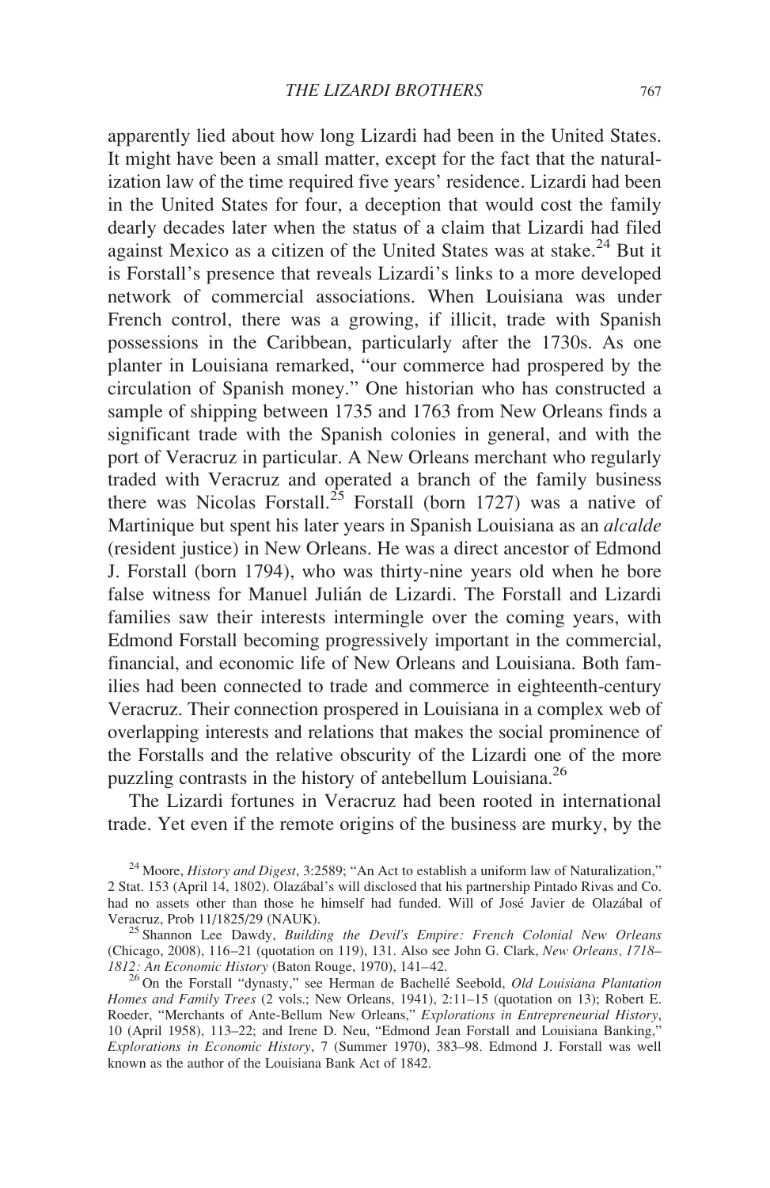apparently lied about how long Lizardi had been in the United States. It might have been a small matter, except for the fact that the naturalization law of the time required five years' residence. Lizardi had been in the United States for four, a deception that would cost the family dearly decades later when the status of a claim that Lizardi had filed against Mexico as a citizen of the United States was at stake.[24] But it is Forstall's presence that reveals Lizardi's links to a more developed network of commercial associations. When Louisiana was under French control, there was a growing, if illicit, trade with Spanish possessions in the Caribbean, particularly after the 1730s. As one planter in Louisiana remarked, "our commerce had prospered by the circulation of Spanish money." One historian who has constructed a sample of shipping between 1735 and 1763 from New Orleans finds a significant trade with the Spanish colonies in general, and with the port of Veracruz in particular. A New Orleans merchant who regularly traded with Veracruz and operated a branch of the family business there was Nicolas Forstall.[25] Forstall (born 1727) was a native of Martinique but spent his later years in Spanish Louisiana as an *alcalde* (resident justice) in New Orleans. He was a direct ancestor of Edmond J. Forstall (born 1794), who was thirty-nine years old when he bore false witness for Manuel Julián de Lizardi. The Forstall and Lizardi families saw their interests intermingle over the coming years, with Edmond Forstall becoming progressively important in the commercial, financial, and economic life of New Orleans and Louisiana. Both families had been connected to trade and commerce in eighteenth-century Veracruz. Their connection prospered in Louisiana in a complex web of overlapping interests and relations that makes the social prominence of the Forstalls and the relative obscurity of the Lizardi one of the more puzzling contrasts in the history of antebellum Louisiana.[26]

The Lizardi fortunes in Veracruz had been rooted in international trade. Yet even if the remote origins of the business are murky, by the

---

[24] Moore, *History and Digest*, 3:2589; "An Act to establish a uniform law of Naturalization," 2 Stat. 153 (April 14, 1802). Olazábal's will disclosed that his partnership Pintado Rivas and Co. had no assets other than those he himself had funded. Will of José Javier de Olazábal of Veracruz, Prob 11/1825/29 (NAUK).

[25] Shannon Lee Dawdy, *Building the Devil's Empire: French Colonial New Orleans* (Chicago, 2008), 116–21 (quotation on 119), 131. Also see John G. Clark, *New Orleans, 1718–1812: An Economic History* (Baton Rouge, 1970), 141–42.

[26] On the Forstall "dynasty," see Herman de Bachellé Seebold, *Old Louisiana Plantation Homes and Family Trees* (2 vols.; New Orleans, 1941), 2:11–15 (quotation on 13); Robert E. Roeder, "Merchants of Ante-Bellum New Orleans," *Explorations in Entrepreneurial History*, 10 (April 1958), 113–22; and Irene D. Neu, "Edmond Jean Forstall and Louisiana Banking," *Explorations in Economic History*, 7 (Summer 1970), 383–98. Edmond J. Forstall was well known as the author of the Louisiana Bank Act of 1842.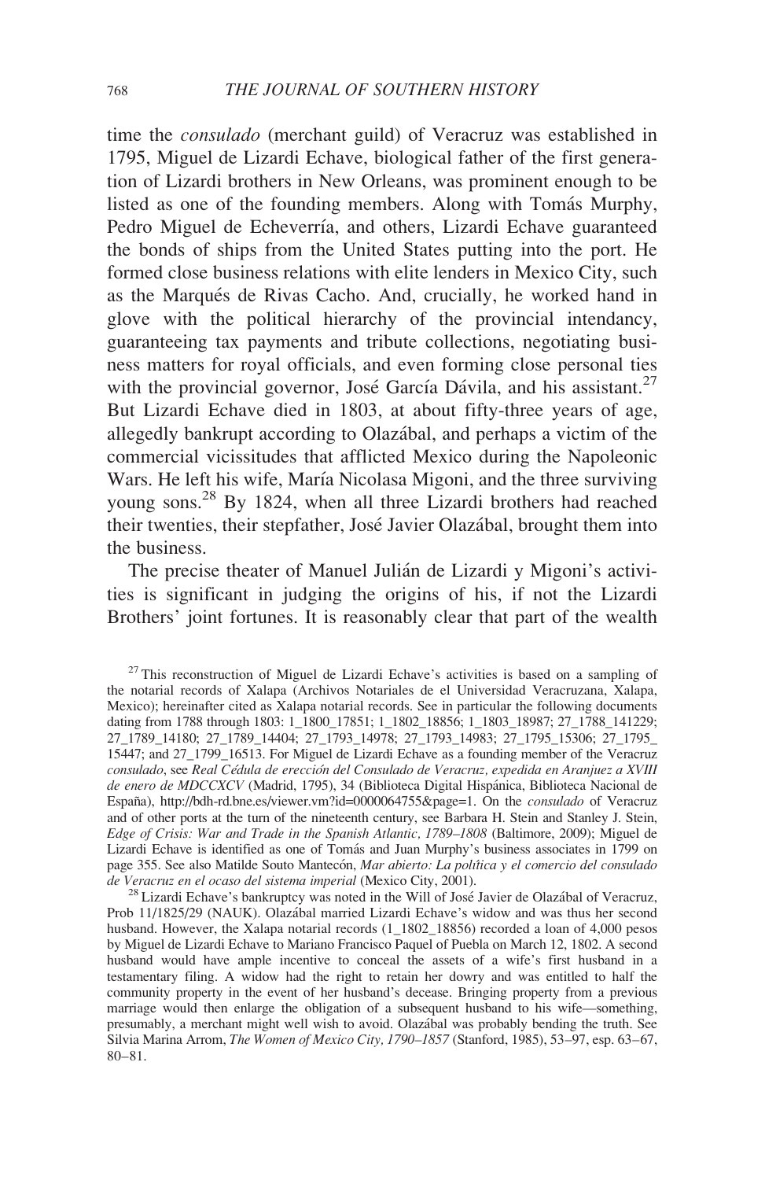time the *consulado* (merchant guild) of Veracruz was established in 1795, Miguel de Lizardi Echave, biological father of the first generation of Lizardi brothers in New Orleans, was prominent enough to be listed as one of the founding members. Along with Tomás Murphy, Pedro Miguel de Echeverría, and others, Lizardi Echave guaranteed the bonds of ships from the United States putting into the port. He formed close business relations with elite lenders in Mexico City, such as the Marqués de Rivas Cacho. And, crucially, he worked hand in glove with the political hierarchy of the provincial intendancy, guaranteeing tax payments and tribute collections, negotiating business matters for royal officials, and even forming close personal ties with the provincial governor, José García Dávila, and his assistant.[27] But Lizardi Echave died in 1803, at about fifty-three years of age, allegedly bankrupt according to Olazábal, and perhaps a victim of the commercial vicissitudes that afflicted Mexico during the Napoleonic Wars. He left his wife, María Nicolasa Migoni, and the three surviving young sons.[28] By 1824, when all three Lizardi brothers had reached their twenties, their stepfather, José Javier Olazábal, brought them into the business.

The precise theater of Manuel Julián de Lizardi y Migoni's activities is significant in judging the origins of his, if not the Lizardi Brothers' joint fortunes. It is reasonably clear that part of the wealth

[27] This reconstruction of Miguel de Lizardi Echave's activities is based on a sampling of the notarial records of Xalapa (Archivos Notariales de el Universidad Veracruzana, Xalapa, Mexico); hereinafter cited as Xalapa notarial records. See in particular the following documents dating from 1788 through 1803: 1_1800_17851; 1_1802_18856; 1_1803_18987; 27_1788_141229; 27_1789_14180; 27_1789_14404; 27_1793_14978; 27_1793_14983; 27_1795_15306; 27_1795_15447; and 27_1799_16513. For Miguel de Lizardi Echave as a founding member of the Veracruz *consulado*, see *Real Cédula de erección del Consulado de Veracruz, expedida en Aranjuez a XVIII de enero de MDCCXCV* (Madrid, 1795), 34 (Biblioteca Digital Hispánica, Biblioteca Nacional de España), http://bdh-rd.bne.es/viewer.vm?id=0000064755&page=1. On the *consulado* of Veracruz and of other ports at the turn of the nineteenth century, see Barbara H. Stein and Stanley J. Stein, *Edge of Crisis: War and Trade in the Spanish Atlantic, 1789–1808* (Baltimore, 2009); Miguel de Lizardi Echave is identified as one of Tomás and Juan Murphy's business associates in 1799 on page 355. See also Matilde Souto Mantecón, *Mar abierto: La política y el comercio del consulado de Veracruz en el ocaso del sistema imperial* (Mexico City, 2001).

[28] Lizardi Echave's bankruptcy was noted in the Will of José Javier de Olazábal of Veracruz, Prob 11/1825/29 (NAUK). Olazábal married Lizardi Echave's widow and was thus her second husband. However, the Xalapa notarial records (1_1802_18856) recorded a loan of 4,000 pesos by Miguel de Lizardi Echave to Mariano Francisco Paquel of Puebla on March 12, 1802. A second husband would have ample incentive to conceal the assets of a wife's first husband in a testamentary filing. A widow had the right to retain her dowry and was entitled to half the community property in the event of her husband's decease. Bringing property from a previous marriage would then enlarge the obligation of a subsequent husband to his wife—something, presumably, a merchant might well wish to avoid. Olazábal was probably bending the truth. See Silvia Marina Arrom, *The Women of Mexico City, 1790–1857* (Stanford, 1985), 53–97, esp. 63–67, 80–81.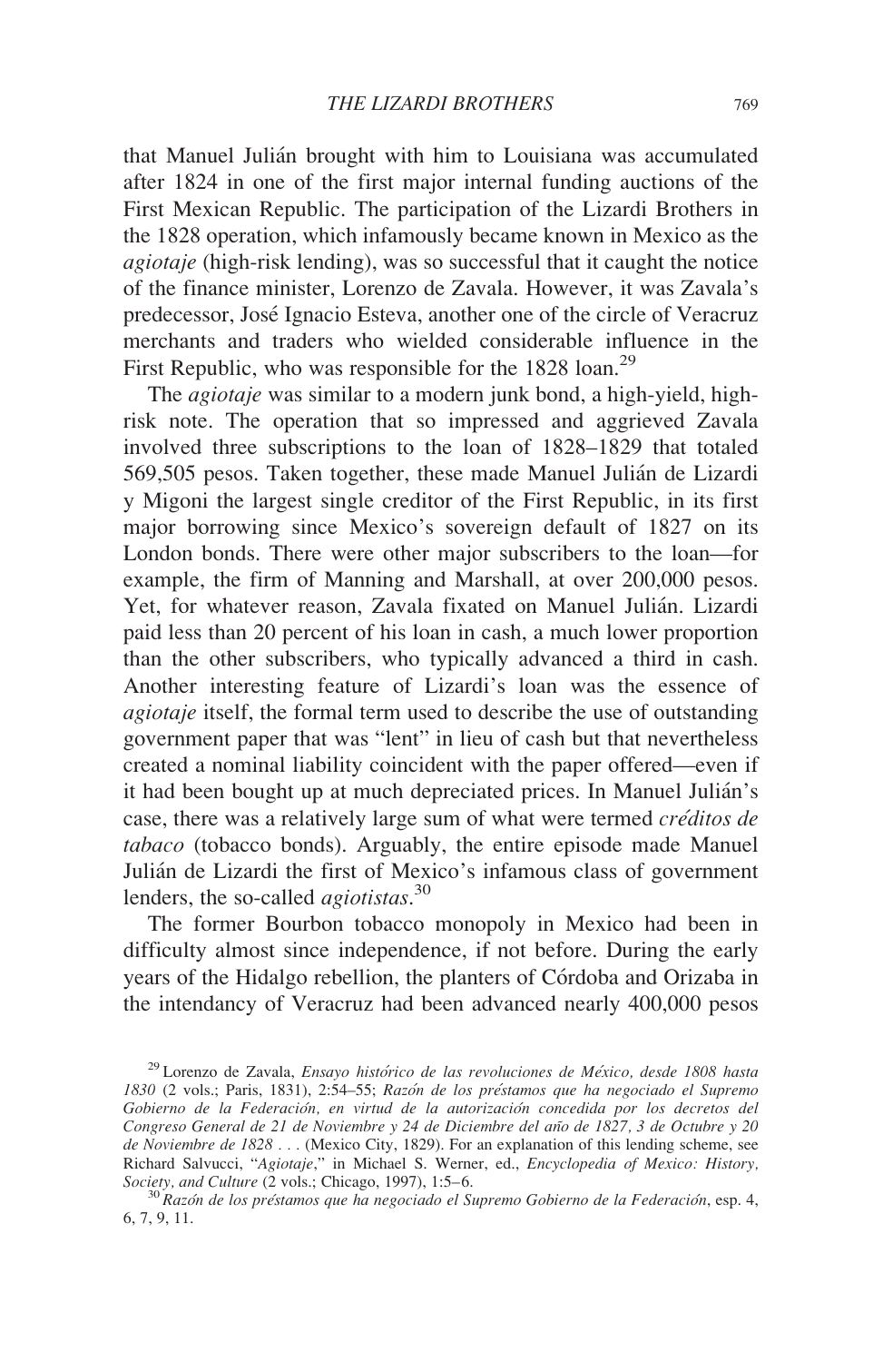that Manuel Julián brought with him to Louisiana was accumulated after 1824 in one of the first major internal funding auctions of the First Mexican Republic. The participation of the Lizardi Brothers in the 1828 operation, which infamously became known in Mexico as the *agiotaje* (high-risk lending), was so successful that it caught the notice of the finance minister, Lorenzo de Zavala. However, it was Zavala's predecessor, José Ignacio Esteva, another one of the circle of Veracruz merchants and traders who wielded considerable influence in the First Republic, who was responsible for the 1828 loan.[29]

The *agiotaje* was similar to a modern junk bond, a high-yield, high-risk note. The operation that so impressed and aggrieved Zavala involved three subscriptions to the loan of 1828–1829 that totaled 569,505 pesos. Taken together, these made Manuel Julián de Lizardi y Migoni the largest single creditor of the First Republic, in its first major borrowing since Mexico's sovereign default of 1827 on its London bonds. There were other major subscribers to the loan—for example, the firm of Manning and Marshall, at over 200,000 pesos. Yet, for whatever reason, Zavala fixated on Manuel Julián. Lizardi paid less than 20 percent of his loan in cash, a much lower proportion than the other subscribers, who typically advanced a third in cash. Another interesting feature of Lizardi's loan was the essence of *agiotaje* itself, the formal term used to describe the use of outstanding government paper that was "lent" in lieu of cash but that nevertheless created a nominal liability coincident with the paper offered—even if it had been bought up at much depreciated prices. In Manuel Julián's case, there was a relatively large sum of what were termed *créditos de tabaco* (tobacco bonds). Arguably, the entire episode made Manuel Julián de Lizardi the first of Mexico's infamous class of government lenders, the so-called *agiotistas*.[30]

The former Bourbon tobacco monopoly in Mexico had been in difficulty almost since independence, if not before. During the early years of the Hidalgo rebellion, the planters of Córdoba and Orizaba in the intendancy of Veracruz had been advanced nearly 400,000 pesos

[29] Lorenzo de Zavala, *Ensayo histórico de las revoluciones de México, desde 1808 hasta 1830* (2 vols.; Paris, 1831), 2:54–55; *Razón de los préstamos que ha negociado el Supremo Gobierno de la Federación, en virtud de la autorización concedida por los decretos del Congreso General de 21 de Noviembre y 24 de Diciembre del año de 1827, 3 de Octubre y 20 de Noviembre de 1828 . . .* (Mexico City, 1829). For an explanation of this lending scheme, see Richard Salvucci, "*Agiotaje*," in Michael S. Werner, ed., *Encyclopedia of Mexico: History, Society, and Culture* (2 vols.; Chicago, 1997), 1:5–6.

[30] *Razón de los préstamos que ha negociado el Supremo Gobierno de la Federación*, esp. 4, 6, 7, 9, 11.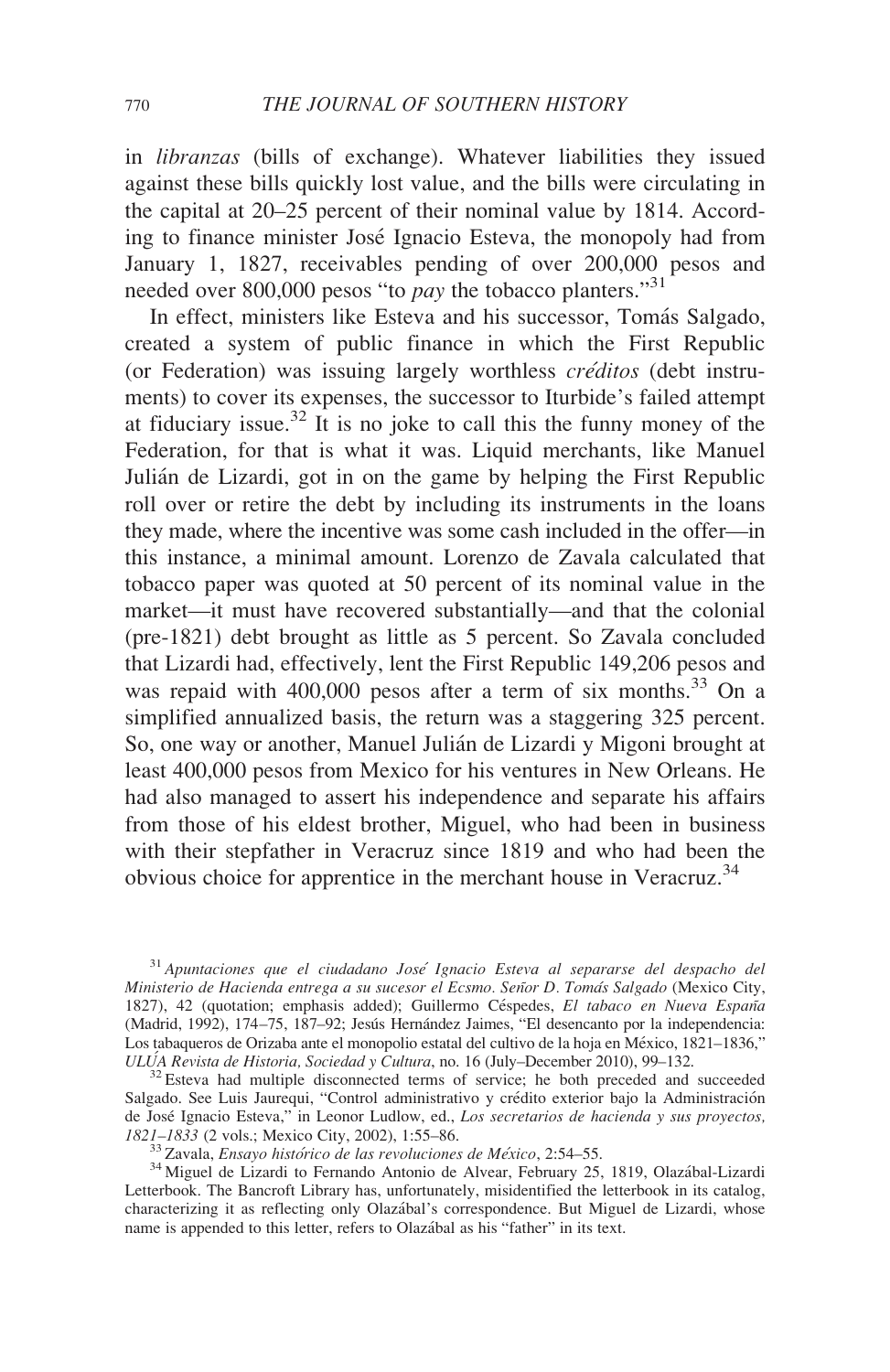in *libranzas* (bills of exchange). Whatever liabilities they issued against these bills quickly lost value, and the bills were circulating in the capital at 20–25 percent of their nominal value by 1814. According to finance minister José Ignacio Esteva, the monopoly had from January 1, 1827, receivables pending of over 200,000 pesos and needed over 800,000 pesos "to *pay* the tobacco planters."[31]

In effect, ministers like Esteva and his successor, Tomás Salgado, created a system of public finance in which the First Republic (or Federation) was issuing largely worthless *créditos* (debt instruments) to cover its expenses, the successor to Iturbide's failed attempt at fiduciary issue.[32] It is no joke to call this the funny money of the Federation, for that is what it was. Liquid merchants, like Manuel Julián de Lizardi, got in on the game by helping the First Republic roll over or retire the debt by including its instruments in the loans they made, where the incentive was some cash included in the offer—in this instance, a minimal amount. Lorenzo de Zavala calculated that tobacco paper was quoted at 50 percent of its nominal value in the market—it must have recovered substantially—and that the colonial (pre-1821) debt brought as little as 5 percent. So Zavala concluded that Lizardi had, effectively, lent the First Republic 149,206 pesos and was repaid with 400,000 pesos after a term of six months.[33] On a simplified annualized basis, the return was a staggering 325 percent. So, one way or another, Manuel Julián de Lizardi y Migoni brought at least 400,000 pesos from Mexico for his ventures in New Orleans. He had also managed to assert his independence and separate his affairs from those of his eldest brother, Miguel, who had been in business with their stepfather in Veracruz since 1819 and who had been the obvious choice for apprentice in the merchant house in Veracruz.[34]

---

[31] *Apuntaciones que el ciudadano José Ignacio Esteva al separarse del despacho del Ministerio de Hacienda entrega a su sucesor el Ecsmo. Señor D. Tomás Salgado* (Mexico City, 1827), 42 (quotation; emphasis added); Guillermo Céspedes, *El tabaco en Nueva España* (Madrid, 1992), 174–75, 187–92; Jesús Hernández Jaimes, "El desencanto por la independencia: Los tabaqueros de Orizaba ante el monopolio estatal del cultivo de la hoja en México, 1821–1836," *ULÚA Revista de Historia, Sociedad y Cultura*, no. 16 (July–December 2010), 99–132.

[32] Esteva had multiple disconnected terms of service; he both preceded and succeeded Salgado. See Luis Jaurequi, "Control administrativo y crédito exterior bajo la Administración de José Ignacio Esteva," in Leonor Ludlow, ed., *Los secretarios de hacienda y sus proyectos, 1821–1833* (2 vols.; Mexico City, 2002), 1:55–86.

[33] Zavala, *Ensayo histórico de las revoluciones de México*, 2:54–55.

[34] Miguel de Lizardi to Fernando Antonio de Alvear, February 25, 1819, Olazábal-Lizardi Letterbook. The Bancroft Library has, unfortunately, misidentified the letterbook in its catalog, characterizing it as reflecting only Olazábal's correspondence. But Miguel de Lizardi, whose name is appended to this letter, refers to Olazábal as his "father" in its text.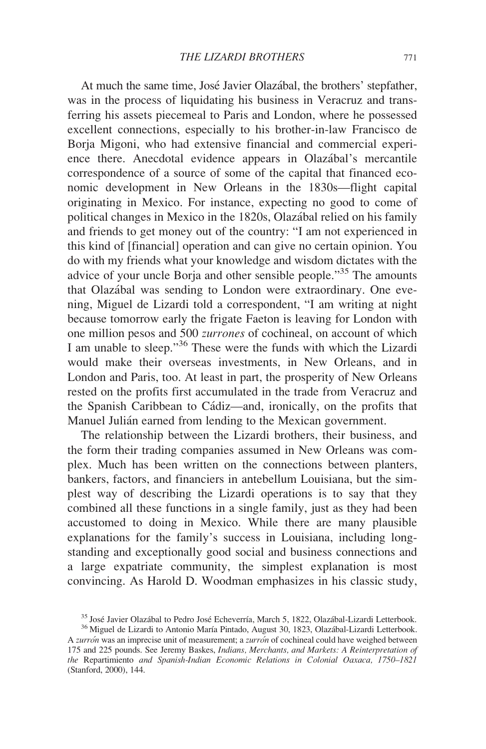At much the same time, José Javier Olazábal, the brothers' stepfather, was in the process of liquidating his business in Veracruz and transferring his assets piecemeal to Paris and London, where he possessed excellent connections, especially to his brother-in-law Francisco de Borja Migoni, who had extensive financial and commercial experience there. Anecdotal evidence appears in Olazábal's mercantile correspondence of a source of some of the capital that financed economic development in New Orleans in the 1830s—flight capital originating in Mexico. For instance, expecting no good to come of political changes in Mexico in the 1820s, Olazábal relied on his family and friends to get money out of the country: "I am not experienced in this kind of [financial] operation and can give no certain opinion. You do with my friends what your knowledge and wisdom dictates with the advice of your uncle Borja and other sensible people."[35] The amounts that Olazábal was sending to London were extraordinary. One evening, Miguel de Lizardi told a correspondent, "I am writing at night because tomorrow early the frigate Faeton is leaving for London with one million pesos and 500 *zurrones* of cochineal, on account of which I am unable to sleep."[36] These were the funds with which the Lizardi would make their overseas investments, in New Orleans, and in London and Paris, too. At least in part, the prosperity of New Orleans rested on the profits first accumulated in the trade from Veracruz and the Spanish Caribbean to Cádiz—and, ironically, on the profits that Manuel Julián earned from lending to the Mexican government.

The relationship between the Lizardi brothers, their business, and the form their trading companies assumed in New Orleans was complex. Much has been written on the connections between planters, bankers, factors, and financiers in antebellum Louisiana, but the simplest way of describing the Lizardi operations is to say that they combined all these functions in a single family, just as they had been accustomed to doing in Mexico. While there are many plausible explanations for the family's success in Louisiana, including longstanding and exceptionally good social and business connections and a large expatriate community, the simplest explanation is most convincing. As Harold D. Woodman emphasizes in his classic study,

[35] José Javier Olazábal to Pedro José Echeverría, March 5, 1822, Olazábal-Lizardi Letterbook.

[36] Miguel de Lizardi to Antonio María Pintado, August 30, 1823, Olazábal-Lizardi Letterbook. A *zurrón* was an imprecise unit of measurement; a *zurrón* of cochineal could have weighed between 175 and 225 pounds. See Jeremy Baskes, *Indians, Merchants, and Markets: A Reinterpretation of the* Repartimiento *and Spanish-Indian Economic Relations in Colonial Oaxaca, 1750–1821* (Stanford, 2000), 144.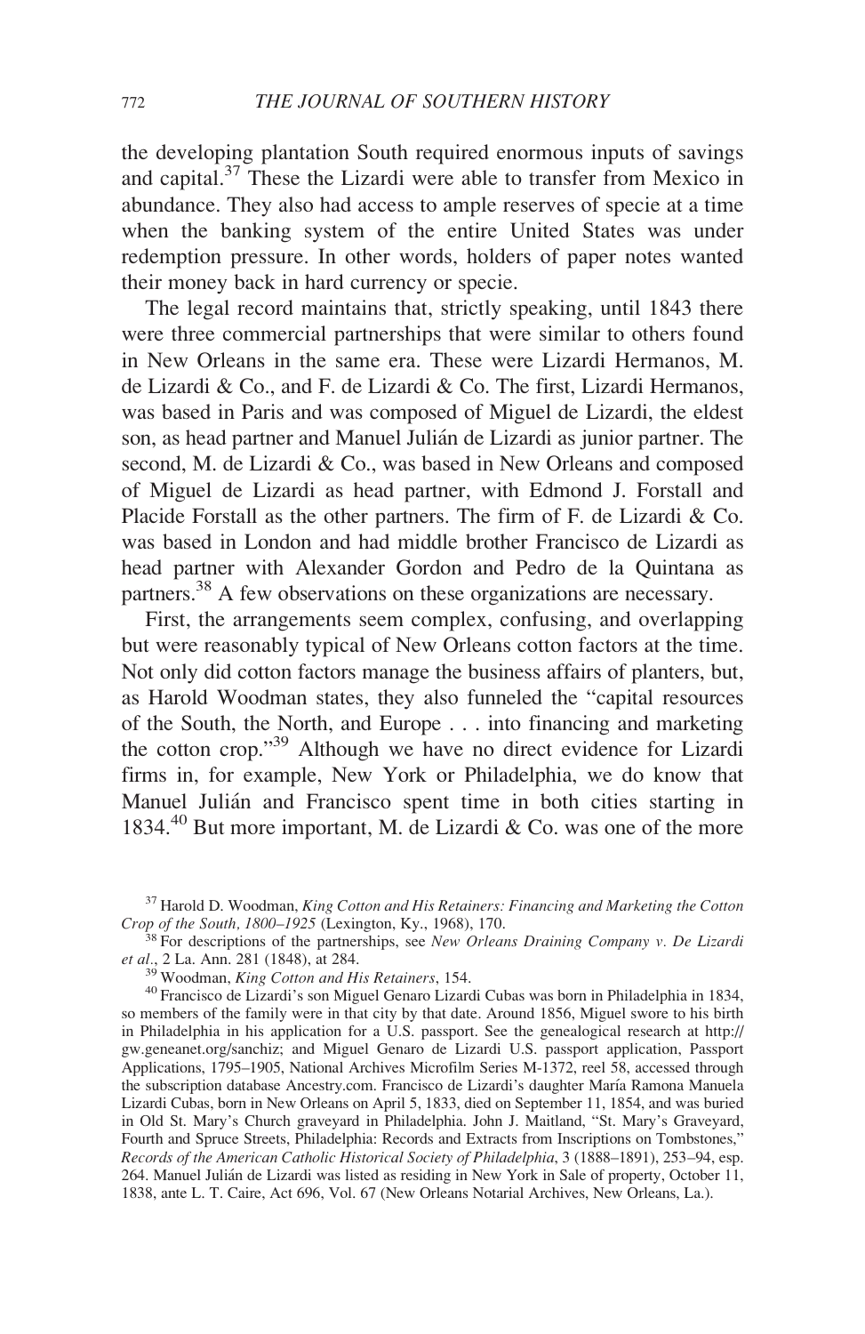the developing plantation South required enormous inputs of savings and capital.[37] These the Lizardi were able to transfer from Mexico in abundance. They also had access to ample reserves of specie at a time when the banking system of the entire United States was under redemption pressure. In other words, holders of paper notes wanted their money back in hard currency or specie.

The legal record maintains that, strictly speaking, until 1843 there were three commercial partnerships that were similar to others found in New Orleans in the same era. These were Lizardi Hermanos, M. de Lizardi & Co., and F. de Lizardi & Co. The first, Lizardi Hermanos, was based in Paris and was composed of Miguel de Lizardi, the eldest son, as head partner and Manuel Julián de Lizardi as junior partner. The second, M. de Lizardi & Co., was based in New Orleans and composed of Miguel de Lizardi as head partner, with Edmond J. Forstall and Placide Forstall as the other partners. The firm of F. de Lizardi & Co. was based in London and had middle brother Francisco de Lizardi as head partner with Alexander Gordon and Pedro de la Quintana as partners.[38] A few observations on these organizations are necessary.

First, the arrangements seem complex, confusing, and overlapping but were reasonably typical of New Orleans cotton factors at the time. Not only did cotton factors manage the business affairs of planters, but, as Harold Woodman states, they also funneled the "capital resources of the South, the North, and Europe . . . into financing and marketing the cotton crop."[39] Although we have no direct evidence for Lizardi firms in, for example, New York or Philadelphia, we do know that Manuel Julián and Francisco spent time in both cities starting in 1834.[40] But more important, M. de Lizardi & Co. was one of the more

---

[37] Harold D. Woodman, *King Cotton and His Retainers: Financing and Marketing the Cotton Crop of the South, 1800–1925* (Lexington, Ky., 1968), 170.

[38] For descriptions of the partnerships, see *New Orleans Draining Company v. De Lizardi et al.*, 2 La. Ann. 281 (1848), at 284.

[39] Woodman, *King Cotton and His Retainers*, 154.

[40] Francisco de Lizardi's son Miguel Genaro Lizardi Cubas was born in Philadelphia in 1834, so members of the family were in that city by that date. Around 1856, Miguel swore to his birth in Philadelphia in his application for a U.S. passport. See the genealogical research at http://gw.geneanet.org/sanchiz; and Miguel Genaro de Lizardi U.S. passport application, Passport Applications, 1795–1905, National Archives Microfilm Series M-1372, reel 58, accessed through the subscription database Ancestry.com. Francisco de Lizardi's daughter María Ramona Manuela Lizardi Cubas, born in New Orleans on April 5, 1833, died on September 11, 1854, and was buried in Old St. Mary's Church graveyard in Philadelphia. John J. Maitland, "St. Mary's Graveyard, Fourth and Spruce Streets, Philadelphia: Records and Extracts from Inscriptions on Tombstones," *Records of the American Catholic Historical Society of Philadelphia*, 3 (1888–1891), 253–94, esp. 264. Manuel Julián de Lizardi was listed as residing in New York in Sale of property, October 11, 1838, ante L. T. Caire, Act 696, Vol. 67 (New Orleans Notarial Archives, New Orleans, La.).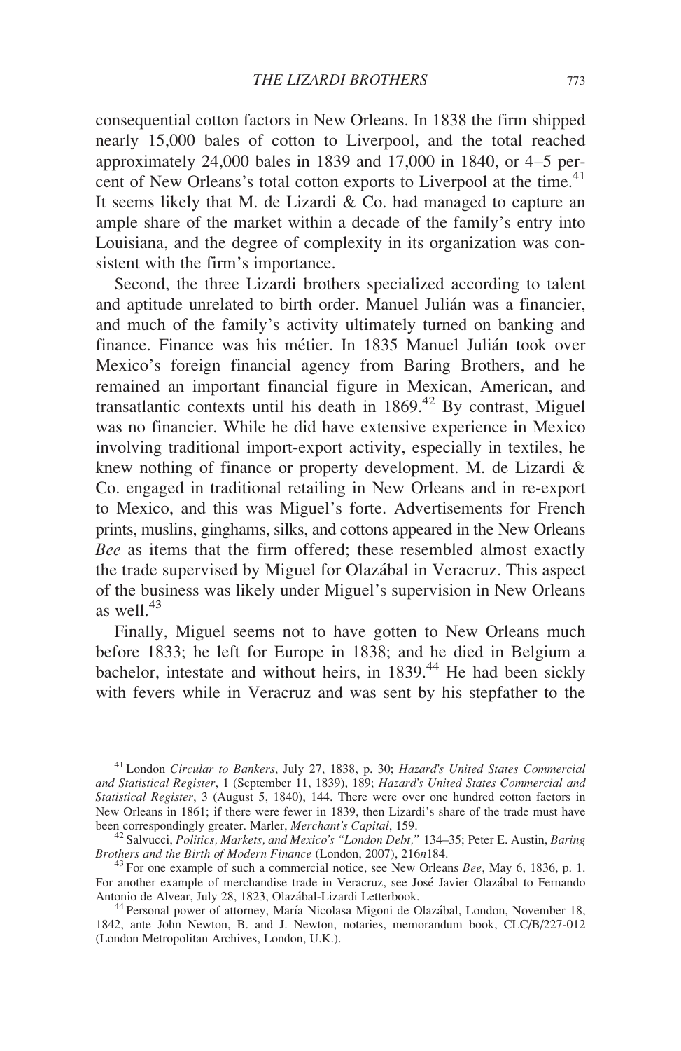consequential cotton factors in New Orleans. In 1838 the firm shipped nearly 15,000 bales of cotton to Liverpool, and the total reached approximately 24,000 bales in 1839 and 17,000 in 1840, or 4–5 percent of New Orleans's total cotton exports to Liverpool at the time.[41] It seems likely that M. de Lizardi & Co. had managed to capture an ample share of the market within a decade of the family's entry into Louisiana, and the degree of complexity in its organization was consistent with the firm's importance.

Second, the three Lizardi brothers specialized according to talent and aptitude unrelated to birth order. Manuel Julián was a financier, and much of the family's activity ultimately turned on banking and finance. Finance was his métier. In 1835 Manuel Julián took over Mexico's foreign financial agency from Baring Brothers, and he remained an important financial figure in Mexican, American, and transatlantic contexts until his death in 1869.[42] By contrast, Miguel was no financier. While he did have extensive experience in Mexico involving traditional import-export activity, especially in textiles, he knew nothing of finance or property development. M. de Lizardi & Co. engaged in traditional retailing in New Orleans and in re-export to Mexico, and this was Miguel's forte. Advertisements for French prints, muslins, ginghams, silks, and cottons appeared in the New Orleans *Bee* as items that the firm offered; these resembled almost exactly the trade supervised by Miguel for Olazábal in Veracruz. This aspect of the business was likely under Miguel's supervision in New Orleans as well.[43]

Finally, Miguel seems not to have gotten to New Orleans much before 1833; he left for Europe in 1838; and he died in Belgium a bachelor, intestate and without heirs, in 1839.[44] He had been sickly with fevers while in Veracruz and was sent by his stepfather to the

---

[41] London *Circular to Bankers*, July 27, 1838, p. 30; *Hazard's United States Commercial and Statistical Register*, 1 (September 11, 1839), 189; *Hazard's United States Commercial and Statistical Register*, 3 (August 5, 1840), 144. There were over one hundred cotton factors in New Orleans in 1861; if there were fewer in 1839, then Lizardi's share of the trade must have been correspondingly greater. Marler, *Merchant's Capital*, 159.

[42] Salvucci, *Politics, Markets, and Mexico's "London Debt,"* 134–35; Peter E. Austin, *Baring Brothers and the Birth of Modern Finance* (London, 2007), 216*n*184.

[43] For one example of such a commercial notice, see New Orleans *Bee*, May 6, 1836, p. 1. For another example of merchandise trade in Veracruz, see José Javier Olazábal to Fernando Antonio de Alvear, July 28, 1823, Olazábal-Lizardi Letterbook.

[44] Personal power of attorney, María Nicolasa Migoni de Olazábal, London, November 18, 1842, ante John Newton, B. and J. Newton, notaries, memorandum book, CLC/B/227-012 (London Metropolitan Archives, London, U.K.).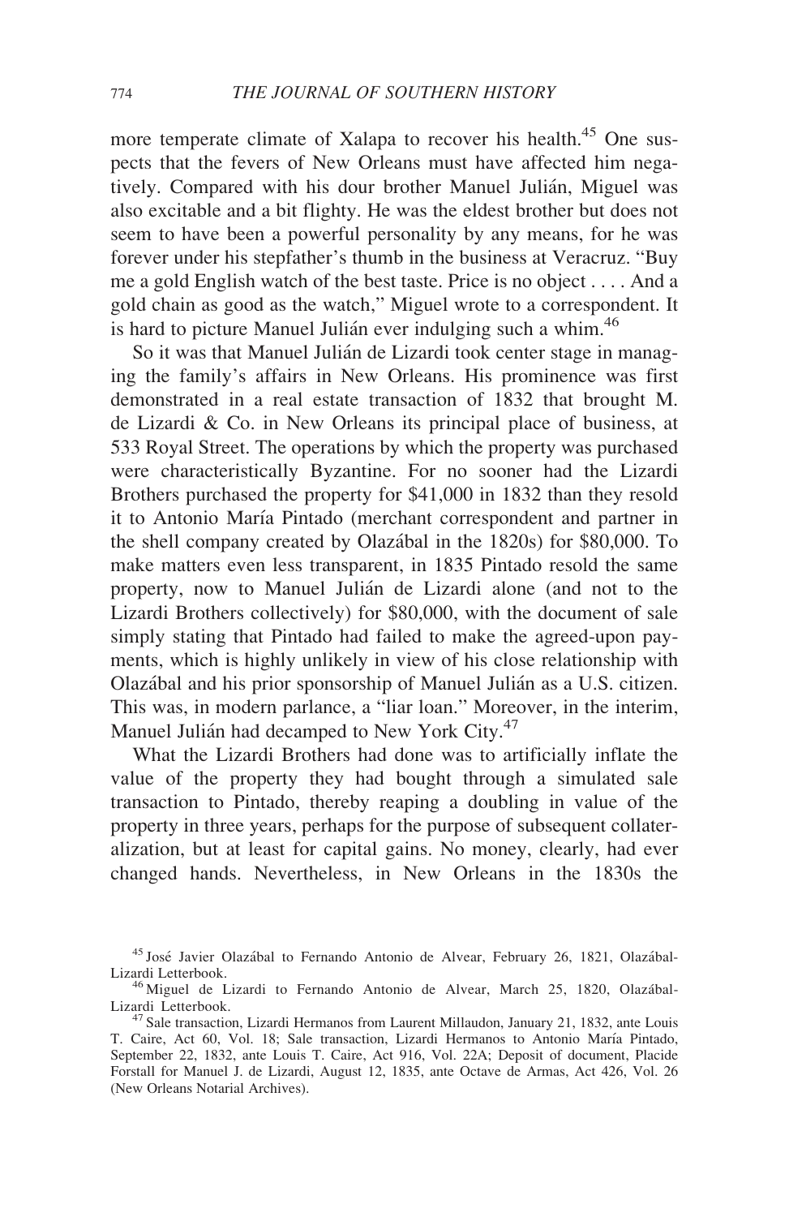more temperate climate of Xalapa to recover his health.[45] One suspects that the fevers of New Orleans must have affected him negatively. Compared with his dour brother Manuel Julián, Miguel was also excitable and a bit flighty. He was the eldest brother but does not seem to have been a powerful personality by any means, for he was forever under his stepfather's thumb in the business at Veracruz. "Buy me a gold English watch of the best taste. Price is no object . . . . And a gold chain as good as the watch," Miguel wrote to a correspondent. It is hard to picture Manuel Julián ever indulging such a whim.[46]

So it was that Manuel Julián de Lizardi took center stage in managing the family's affairs in New Orleans. His prominence was first demonstrated in a real estate transaction of 1832 that brought M. de Lizardi & Co. in New Orleans its principal place of business, at 533 Royal Street. The operations by which the property was purchased were characteristically Byzantine. For no sooner had the Lizardi Brothers purchased the property for $41,000 in 1832 than they resold it to Antonio María Pintado (merchant correspondent and partner in the shell company created by Olazábal in the 1820s) for $80,000. To make matters even less transparent, in 1835 Pintado resold the same property, now to Manuel Julián de Lizardi alone (and not to the Lizardi Brothers collectively) for $80,000, with the document of sale simply stating that Pintado had failed to make the agreed-upon payments, which is highly unlikely in view of his close relationship with Olazábal and his prior sponsorship of Manuel Julián as a U.S. citizen. This was, in modern parlance, a "liar loan." Moreover, in the interim, Manuel Julián had decamped to New York City.[47]

What the Lizardi Brothers had done was to artificially inflate the value of the property they had bought through a simulated sale transaction to Pintado, thereby reaping a doubling in value of the property in three years, perhaps for the purpose of subsequent collateralization, but at least for capital gains. No money, clearly, had ever changed hands. Nevertheless, in New Orleans in the 1830s the

---

[45] José Javier Olazábal to Fernando Antonio de Alvear, February 26, 1821, Olazábal-Lizardi Letterbook.

[46] Miguel de Lizardi to Fernando Antonio de Alvear, March 25, 1820, Olazábal-Lizardi Letterbook.

[47] Sale transaction, Lizardi Hermanos from Laurent Millaudon, January 21, 1832, ante Louis T. Caire, Act 60, Vol. 18; Sale transaction, Lizardi Hermanos to Antonio María Pintado, September 22, 1832, ante Louis T. Caire, Act 916, Vol. 22A; Deposit of document, Placide Forstall for Manuel J. de Lizardi, August 12, 1835, ante Octave de Armas, Act 426, Vol. 26 (New Orleans Notarial Archives).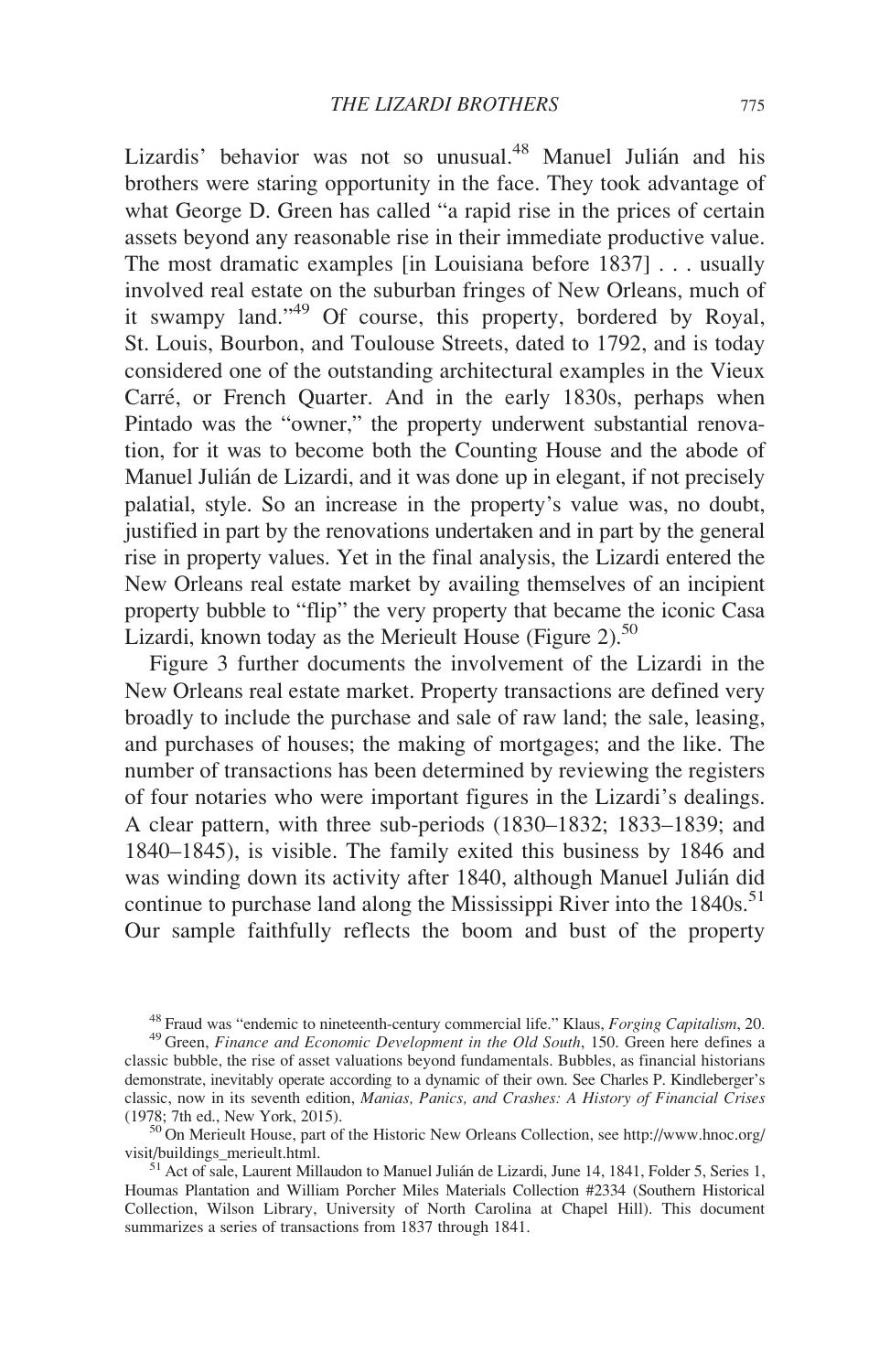Lizardis' behavior was not so unusual.[48] Manuel Julián and his brothers were staring opportunity in the face. They took advantage of what George D. Green has called "a rapid rise in the prices of certain assets beyond any reasonable rise in their immediate productive value. The most dramatic examples [in Louisiana before 1837] . . . usually involved real estate on the suburban fringes of New Orleans, much of it swampy land."[49] Of course, this property, bordered by Royal, St. Louis, Bourbon, and Toulouse Streets, dated to 1792, and is today considered one of the outstanding architectural examples in the Vieux Carré, or French Quarter. And in the early 1830s, perhaps when Pintado was the "owner," the property underwent substantial renovation, for it was to become both the Counting House and the abode of Manuel Julián de Lizardi, and it was done up in elegant, if not precisely palatial, style. So an increase in the property's value was, no doubt, justified in part by the renovations undertaken and in part by the general rise in property values. Yet in the final analysis, the Lizardi entered the New Orleans real estate market by availing themselves of an incipient property bubble to "flip" the very property that became the iconic Casa Lizardi, known today as the Merieult House (Figure 2).[50]

Figure 3 further documents the involvement of the Lizardi in the New Orleans real estate market. Property transactions are defined very broadly to include the purchase and sale of raw land; the sale, leasing, and purchases of houses; the making of mortgages; and the like. The number of transactions has been determined by reviewing the registers of four notaries who were important figures in the Lizardi's dealings. A clear pattern, with three sub-periods (1830–1832; 1833–1839; and 1840–1845), is visible. The family exited this business by 1846 and was winding down its activity after 1840, although Manuel Julián did continue to purchase land along the Mississippi River into the 1840s.[51] Our sample faithfully reflects the boom and bust of the property

[48] Fraud was "endemic to nineteenth-century commercial life." Klaus, *Forging Capitalism*, 20.

[49] Green, *Finance and Economic Development in the Old South*, 150. Green here defines a classic bubble, the rise of asset valuations beyond fundamentals. Bubbles, as financial historians demonstrate, inevitably operate according to a dynamic of their own. See Charles P. Kindleberger's classic, now in its seventh edition, *Manias, Panics, and Crashes: A History of Financial Crises* (1978; 7th ed., New York, 2015).

[50] On Merieult House, part of the Historic New Orleans Collection, see http://www.hnoc.org/visit/buildings_merieult.html.

[51] Act of sale, Laurent Millaudon to Manuel Julián de Lizardi, June 14, 1841, Folder 5, Series 1, Houmas Plantation and William Porcher Miles Materials Collection #2334 (Southern Historical Collection, Wilson Library, University of North Carolina at Chapel Hill). This document summarizes a series of transactions from 1837 through 1841.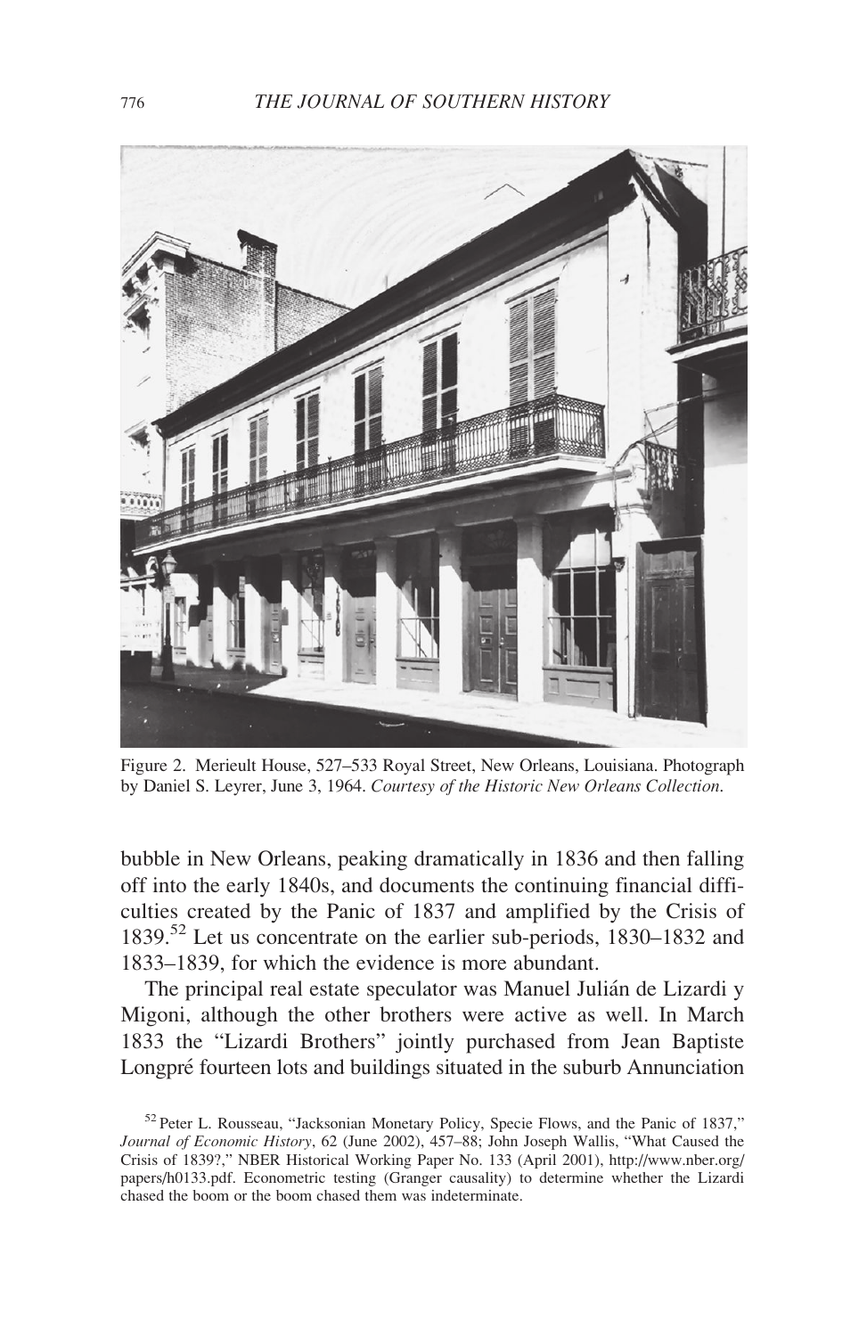Figure 2. Merieult House, 527–533 Royal Street, New Orleans, Louisiana. Photograph by Daniel S. Leyrer, June 3, 1964. *Courtesy of the Historic New Orleans Collection.*

bubble in New Orleans, peaking dramatically in 1836 and then falling off into the early 1840s, and documents the continuing financial difficulties created by the Panic of 1837 and amplified by the Crisis of 1839.[52] Let us concentrate on the earlier sub-periods, 1830–1832 and 1833–1839, for which the evidence is more abundant.

The principal real estate speculator was Manuel Julián de Lizardi y Migoni, although the other brothers were active as well. In March 1833 the "Lizardi Brothers" jointly purchased from Jean Baptiste Longpré fourteen lots and buildings situated in the suburb Annunciation

[52] Peter L. Rousseau, "Jacksonian Monetary Policy, Specie Flows, and the Panic of 1837," *Journal of Economic History*, 62 (June 2002), 457–88; John Joseph Wallis, "What Caused the Crisis of 1839?," NBER Historical Working Paper No. 133 (April 2001), http://www.nber.org/papers/h0133.pdf. Econometric testing (Granger causality) to determine whether the Lizardi chased the boom or the boom chased them was indeterminate.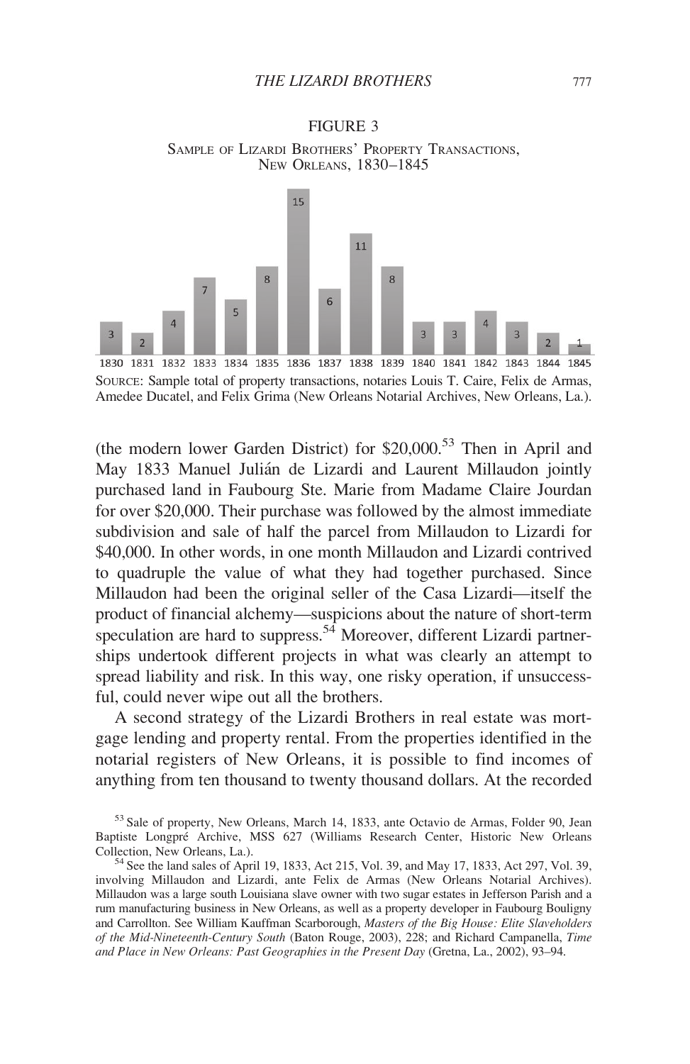FIGURE 3

SAMPLE OF LIZARDI BROTHERS' PROPERTY TRANSACTIONS, NEW ORLEANS, 1830–1845

| 1830 | 1831 | 1832 | 1833 | 1834 | 1835 | 1836 | 1837 | 1838 | 1839 | 1840 | 1841 | 1842 | 1843 | 1844 | 1845 |
|---|---|---|---|---|---|---|---|---|---|---|---|---|---|---|---|
| 3 | 2 | 4 | 7 | 5 | 8 | 15 | 6 | 11 | 8 | 3 | 3 | 4 | 3 | 2 | 1 |

SOURCE: Sample total of property transactions, notaries Louis T. Caire, Felix de Armas, Amedee Ducatel, and Felix Grima (New Orleans Notarial Archives, New Orleans, La.).

(the modern lower Garden District) for $20,000.[53] Then in April and May 1833 Manuel Julián de Lizardi and Laurent Millaudon jointly purchased land in Faubourg Ste. Marie from Madame Claire Jourdan for over $20,000. Their purchase was followed by the almost immediate subdivision and sale of half the parcel from Millaudon to Lizardi for $40,000. In other words, in one month Millaudon and Lizardi contrived to quadruple the value of what they had together purchased. Since Millaudon had been the original seller of the Casa Lizardi—itself the product of financial alchemy—suspicions about the nature of short-term speculation are hard to suppress.[54] Moreover, different Lizardi partnerships undertook different projects in what was clearly an attempt to spread liability and risk. In this way, one risky operation, if unsuccessful, could never wipe out all the brothers.

A second strategy of the Lizardi Brothers in real estate was mortgage lending and property rental. From the properties identified in the notarial registers of New Orleans, it is possible to find incomes of anything from ten thousand to twenty thousand dollars. At the recorded

[53] Sale of property, New Orleans, March 14, 1833, ante Octavio de Armas, Folder 90, Jean Baptiste Longpré Archive, MSS 627 (Williams Research Center, Historic New Orleans Collection, New Orleans, La.).

[54] See the land sales of April 19, 1833, Act 215, Vol. 39, and May 17, 1833, Act 297, Vol. 39, involving Millaudon and Lizardi, ante Felix de Armas (New Orleans Notarial Archives). Millaudon was a large south Louisiana slave owner with two sugar estates in Jefferson Parish and a rum manufacturing business in New Orleans, as well as a property developer in Faubourg Bouligny and Carrollton. See William Kauffman Scarborough, *Masters of the Big House: Elite Slaveholders of the Mid-Nineteenth-Century South* (Baton Rouge, 2003), 228; and Richard Campanella, *Time and Place in New Orleans: Past Geographies in the Present Day* (Gretna, La., 2002), 93–94.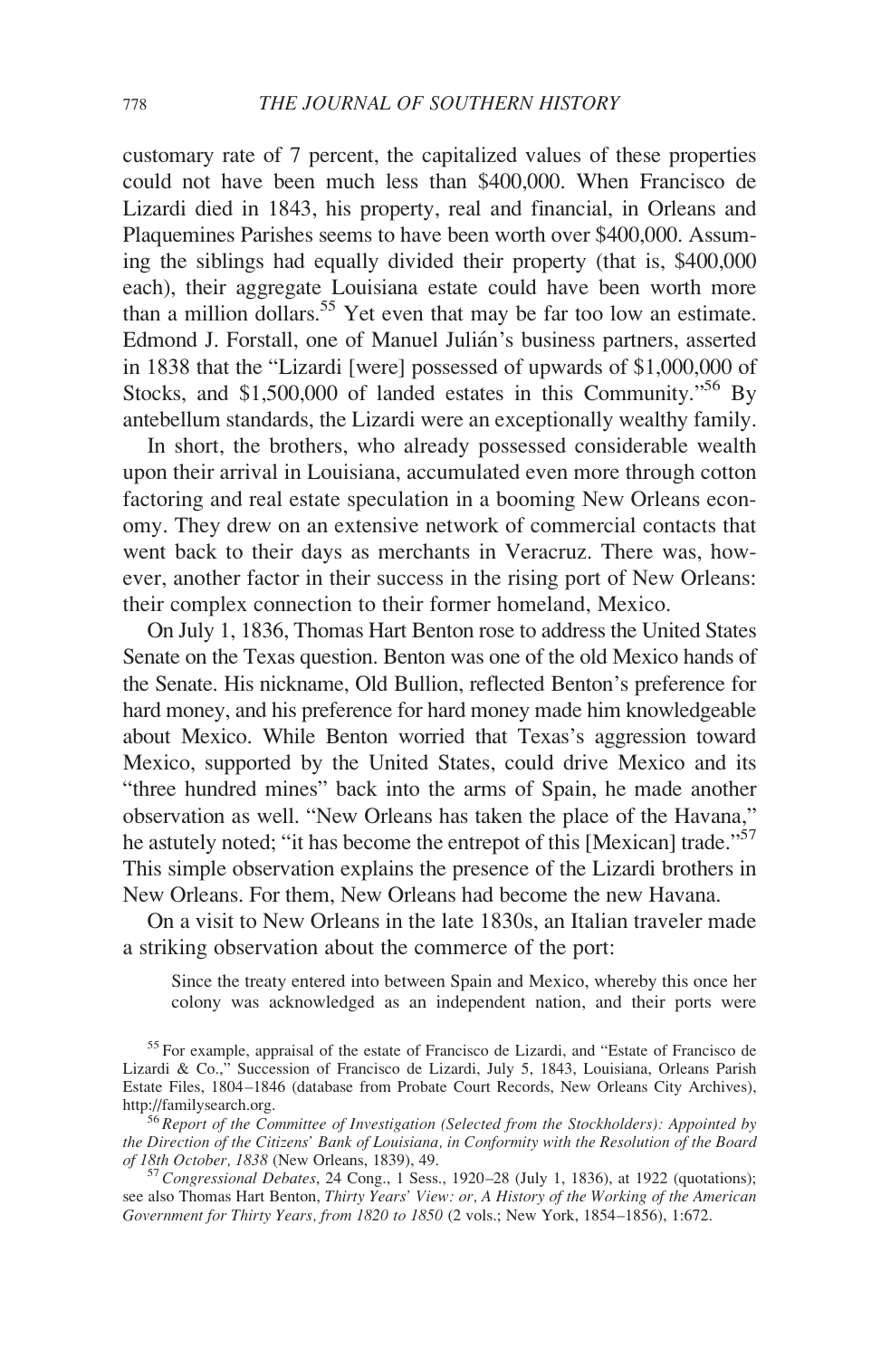customary rate of 7 percent, the capitalized values of these properties could not have been much less than $400,000. When Francisco de Lizardi died in 1843, his property, real and financial, in Orleans and Plaquemines Parishes seems to have been worth over $400,000. Assuming the siblings had equally divided their property (that is, $400,000 each), their aggregate Louisiana estate could have been worth more than a million dollars.[55] Yet even that may be far too low an estimate. Edmond J. Forstall, one of Manuel Julián's business partners, asserted in 1838 that the "Lizardi [were] possessed of upwards of $1,000,000 of Stocks, and $1,500,000 of landed estates in this Community."[56] By antebellum standards, the Lizardi were an exceptionally wealthy family.

In short, the brothers, who already possessed considerable wealth upon their arrival in Louisiana, accumulated even more through cotton factoring and real estate speculation in a booming New Orleans economy. They drew on an extensive network of commercial contacts that went back to their days as merchants in Veracruz. There was, however, another factor in their success in the rising port of New Orleans: their complex connection to their former homeland, Mexico.

On July 1, 1836, Thomas Hart Benton rose to address the United States Senate on the Texas question. Benton was one of the old Mexico hands of the Senate. His nickname, Old Bullion, reflected Benton's preference for hard money, and his preference for hard money made him knowledgeable about Mexico. While Benton worried that Texas's aggression toward Mexico, supported by the United States, could drive Mexico and its "three hundred mines" back into the arms of Spain, he made another observation as well. "New Orleans has taken the place of the Havana," he astutely noted; "it has become the entrepot of this [Mexican] trade."[57] This simple observation explains the presence of the Lizardi brothers in New Orleans. For them, New Orleans had become the new Havana.

On a visit to New Orleans in the late 1830s, an Italian traveler made a striking observation about the commerce of the port:

> Since the treaty entered into between Spain and Mexico, whereby this once her colony was acknowledged as an independent nation, and their ports were

[55] For example, appraisal of the estate of Francisco de Lizardi, and "Estate of Francisco de Lizardi & Co.," Succession of Francisco de Lizardi, July 5, 1843, Louisiana, Orleans Parish Estate Files, 1804–1846 (database from Probate Court Records, New Orleans City Archives), http://familysearch.org.

[56] *Report of the Committee of Investigation (Selected from the Stockholders): Appointed by the Direction of the Citizens' Bank of Louisiana, in Conformity with the Resolution of the Board of 18th October, 1838* (New Orleans, 1839), 49.

[57] *Congressional Debates*, 24 Cong., 1 Sess., 1920–28 (July 1, 1836), at 1922 (quotations); see also Thomas Hart Benton, *Thirty Years' View: or, A History of the Working of the American Government for Thirty Years, from 1820 to 1850* (2 vols.; New York, 1854–1856), 1:672.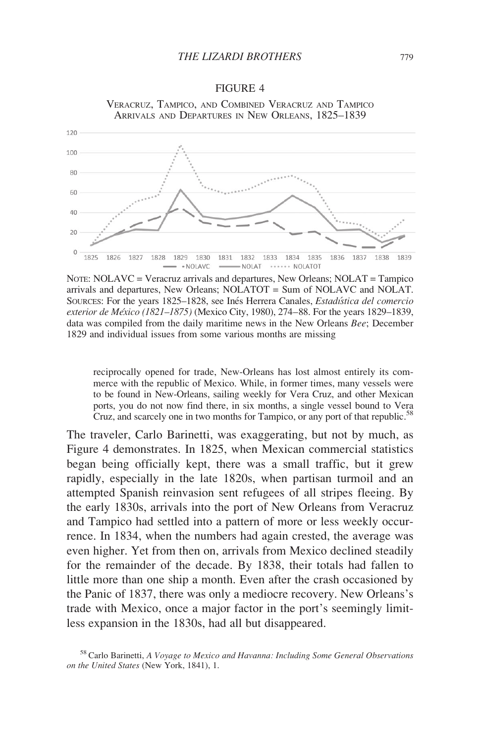FIGURE 4

VERACRUZ, TAMPICO, AND COMBINED VERACRUZ AND TAMPICO ARRIVALS AND DEPARTURES IN NEW ORLEANS, 1825–1839

NOTE: NOLAVC = Veracruz arrivals and departures, New Orleans; NOLAT = Tampico arrivals and departures, New Orleans; NOLATOT = Sum of NOLAVC and NOLAT.
SOURCES: For the years 1825–1828, see Inés Herrera Canales, *Estadística del comercio exterior de México (1821–1875)* (Mexico City, 1980), 274–88. For the years 1829–1839, data was compiled from the daily maritime news in the New Orleans *Bee*; December 1829 and individual issues from some various months are missing

> reciprocally opened for trade, New-Orleans has lost almost entirely its commerce with the republic of Mexico. While, in former times, many vessels were to be found in New-Orleans, sailing weekly for Vera Cruz, and other Mexican ports, you do not now find there, in six months, a single vessel bound to Vera Cruz, and scarcely one in two months for Tampico, or any port of that republic.[58]

The traveler, Carlo Barinetti, was exaggerating, but not by much, as Figure 4 demonstrates. In 1825, when Mexican commercial statistics began being officially kept, there was a small traffic, but it grew rapidly, especially in the late 1820s, when partisan turmoil and an attempted Spanish reinvasion sent refugees of all stripes fleeing. By the early 1830s, arrivals into the port of New Orleans from Veracruz and Tampico had settled into a pattern of more or less weekly occurrence. In 1834, when the numbers had again crested, the average was even higher. Yet from then on, arrivals from Mexico declined steadily for the remainder of the decade. By 1838, their totals had fallen to little more than one ship a month. Even after the crash occasioned by the Panic of 1837, there was only a mediocre recovery. New Orleans's trade with Mexico, once a major factor in the port's seemingly limitless expansion in the 1830s, had all but disappeared.

[58] Carlo Barinetti, *A Voyage to Mexico and Havanna: Including Some General Observations on the United States* (New York, 1841), 1.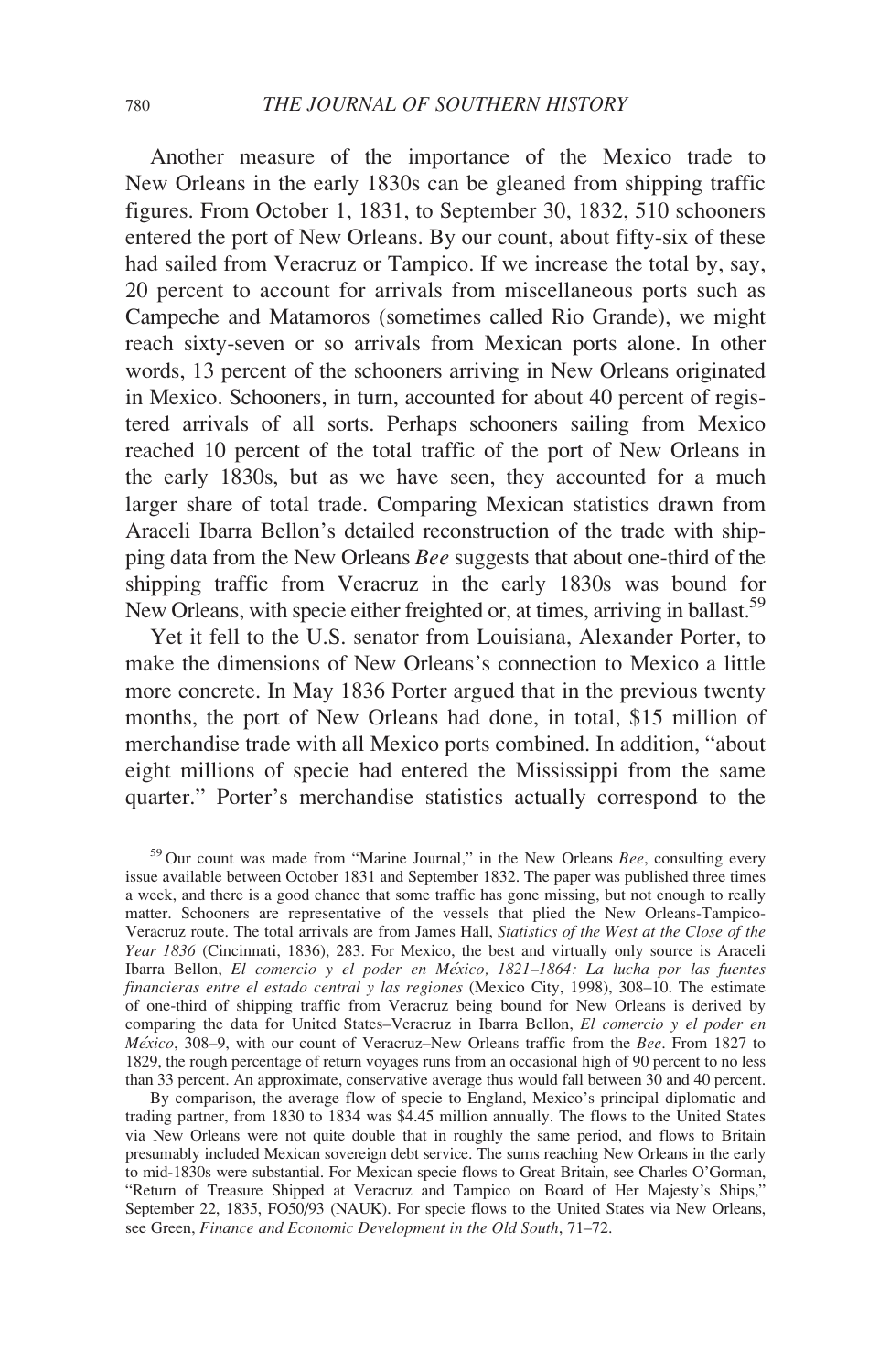Another measure of the importance of the Mexico trade to New Orleans in the early 1830s can be gleaned from shipping traffic figures. From October 1, 1831, to September 30, 1832, 510 schooners entered the port of New Orleans. By our count, about fifty-six of these had sailed from Veracruz or Tampico. If we increase the total by, say, 20 percent to account for arrivals from miscellaneous ports such as Campeche and Matamoros (sometimes called Rio Grande), we might reach sixty-seven or so arrivals from Mexican ports alone. In other words, 13 percent of the schooners arriving in New Orleans originated in Mexico. Schooners, in turn, accounted for about 40 percent of registered arrivals of all sorts. Perhaps schooners sailing from Mexico reached 10 percent of the total traffic of the port of New Orleans in the early 1830s, but as we have seen, they accounted for a much larger share of total trade. Comparing Mexican statistics drawn from Araceli Ibarra Bellon's detailed reconstruction of the trade with shipping data from the New Orleans *Bee* suggests that about one-third of the shipping traffic from Veracruz in the early 1830s was bound for New Orleans, with specie either freighted or, at times, arriving in ballast.[59]

Yet it fell to the U.S. senator from Louisiana, Alexander Porter, to make the dimensions of New Orleans's connection to Mexico a little more concrete. In May 1836 Porter argued that in the previous twenty months, the port of New Orleans had done, in total, \$15 million of merchandise trade with all Mexico ports combined. In addition, "about eight millions of specie had entered the Mississippi from the same quarter." Porter's merchandise statistics actually correspond to the

[59] Our count was made from "Marine Journal," in the New Orleans *Bee*, consulting every issue available between October 1831 and September 1832. The paper was published three times a week, and there is a good chance that some traffic has gone missing, but not enough to really matter. Schooners are representative of the vessels that plied the New Orleans-Tampico-Veracruz route. The total arrivals are from James Hall, *Statistics of the West at the Close of the Year 1836* (Cincinnati, 1836), 283. For Mexico, the best and virtually only source is Araceli Ibarra Bellon, *El comercio y el poder en México, 1821–1864: La lucha por las fuentes financieras entre el estado central y las regiones* (Mexico City, 1998), 308–10. The estimate of one-third of shipping traffic from Veracruz being bound for New Orleans is derived by comparing the data for United States–Veracruz in Ibarra Bellon, *El comercio y el poder en México*, 308–9, with our count of Veracruz–New Orleans traffic from the *Bee*. From 1827 to 1829, the rough percentage of return voyages runs from an occasional high of 90 percent to no less than 33 percent. An approximate, conservative average thus would fall between 30 and 40 percent.

By comparison, the average flow of specie to England, Mexico's principal diplomatic and trading partner, from 1830 to 1834 was \$4.45 million annually. The flows to the United States via New Orleans were not quite double that in roughly the same period, and flows to Britain presumably included Mexican sovereign debt service. The sums reaching New Orleans in the early to mid-1830s were substantial. For Mexican specie flows to Great Britain, see Charles O'Gorman, "Return of Treasure Shipped at Veracruz and Tampico on Board of Her Majesty's Ships," September 22, 1835, FO50/93 (NAUK). For specie flows to the United States via New Orleans, see Green, *Finance and Economic Development in the Old South*, 71–72.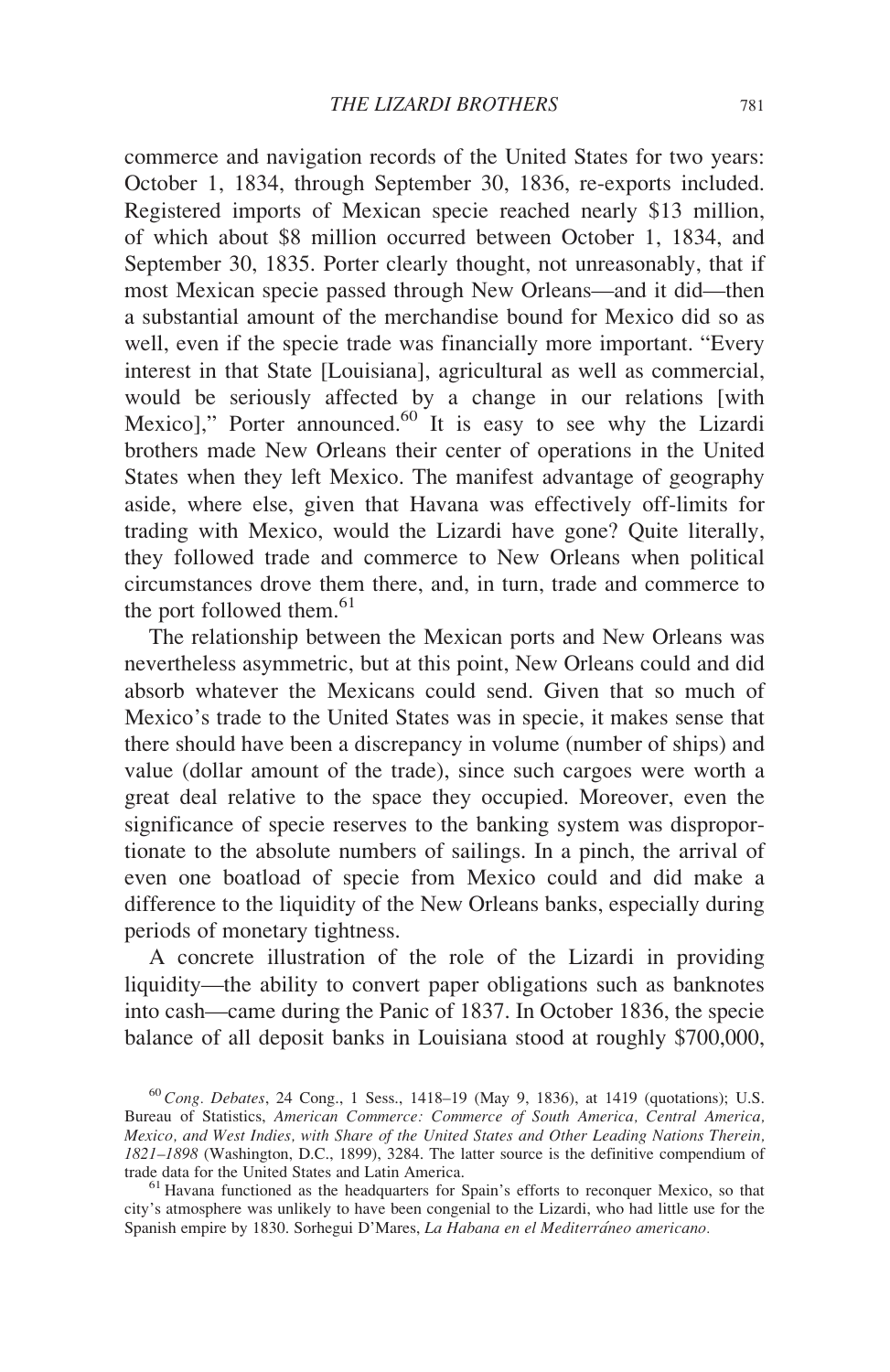commerce and navigation records of the United States for two years: October 1, 1834, through September 30, 1836, re-exports included. Registered imports of Mexican specie reached nearly \$13 million, of which about \$8 million occurred between October 1, 1834, and September 30, 1835. Porter clearly thought, not unreasonably, that if most Mexican specie passed through New Orleans—and it did—then a substantial amount of the merchandise bound for Mexico did so as well, even if the specie trade was financially more important. "Every interest in that State [Louisiana], agricultural as well as commercial, would be seriously affected by a change in our relations [with Mexico]," Porter announced.[60] It is easy to see why the Lizardi brothers made New Orleans their center of operations in the United States when they left Mexico. The manifest advantage of geography aside, where else, given that Havana was effectively off-limits for trading with Mexico, would the Lizardi have gone? Quite literally, they followed trade and commerce to New Orleans when political circumstances drove them there, and, in turn, trade and commerce to the port followed them.[61]

The relationship between the Mexican ports and New Orleans was nevertheless asymmetric, but at this point, New Orleans could and did absorb whatever the Mexicans could send. Given that so much of Mexico's trade to the United States was in specie, it makes sense that there should have been a discrepancy in volume (number of ships) and value (dollar amount of the trade), since such cargoes were worth a great deal relative to the space they occupied. Moreover, even the significance of specie reserves to the banking system was disproportionate to the absolute numbers of sailings. In a pinch, the arrival of even one boatload of specie from Mexico could and did make a difference to the liquidity of the New Orleans banks, especially during periods of monetary tightness.

A concrete illustration of the role of the Lizardi in providing liquidity—the ability to convert paper obligations such as banknotes into cash—came during the Panic of 1837. In October 1836, the specie balance of all deposit banks in Louisiana stood at roughly \$700,000,

[60] *Cong. Debates*, 24 Cong., 1 Sess., 1418–19 (May 9, 1836), at 1419 (quotations); U.S. Bureau of Statistics, *American Commerce: Commerce of South America, Central America, Mexico, and West Indies, with Share of the United States and Other Leading Nations Therein, 1821–1898* (Washington, D.C., 1899), 3284. The latter source is the definitive compendium of trade data for the United States and Latin America.

[61] Havana functioned as the headquarters for Spain's efforts to reconquer Mexico, so that city's atmosphere was unlikely to have been congenial to the Lizardi, who had little use for the Spanish empire by 1830. Sorhegui D'Mares, *La Habana en el Mediterráneo americano*.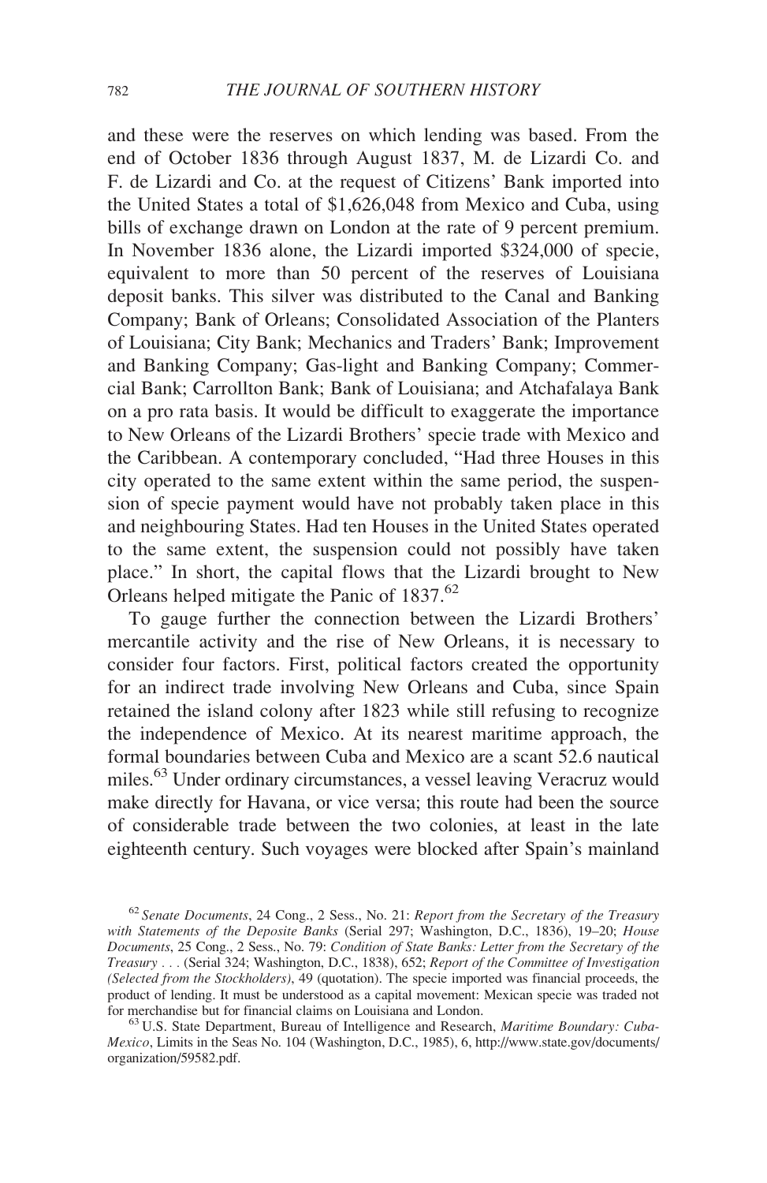and these were the reserves on which lending was based. From the end of October 1836 through August 1837, M. de Lizardi Co. and F. de Lizardi and Co. at the request of Citizens' Bank imported into the United States a total of $1,626,048 from Mexico and Cuba, using bills of exchange drawn on London at the rate of 9 percent premium. In November 1836 alone, the Lizardi imported $324,000 of specie, equivalent to more than 50 percent of the reserves of Louisiana deposit banks. This silver was distributed to the Canal and Banking Company; Bank of Orleans; Consolidated Association of the Planters of Louisiana; City Bank; Mechanics and Traders' Bank; Improvement and Banking Company; Gas-light and Banking Company; Commercial Bank; Carrollton Bank; Bank of Louisiana; and Atchafalaya Bank on a pro rata basis. It would be difficult to exaggerate the importance to New Orleans of the Lizardi Brothers' specie trade with Mexico and the Caribbean. A contemporary concluded, "Had three Houses in this city operated to the same extent within the same period, the suspension of specie payment would have not probably taken place in this and neighbouring States. Had ten Houses in the United States operated to the same extent, the suspension could not possibly have taken place." In short, the capital flows that the Lizardi brought to New Orleans helped mitigate the Panic of 1837.[62]

To gauge further the connection between the Lizardi Brothers' mercantile activity and the rise of New Orleans, it is necessary to consider four factors. First, political factors created the opportunity for an indirect trade involving New Orleans and Cuba, since Spain retained the island colony after 1823 while still refusing to recognize the independence of Mexico. At its nearest maritime approach, the formal boundaries between Cuba and Mexico are a scant 52.6 nautical miles.[63] Under ordinary circumstances, a vessel leaving Veracruz would make directly for Havana, or vice versa; this route had been the source of considerable trade between the two colonies, at least in the late eighteenth century. Such voyages were blocked after Spain's mainland

[62] *Senate Documents*, 24 Cong., 2 Sess., No. 21: *Report from the Secretary of the Treasury with Statements of the Deposite Banks* (Serial 297; Washington, D.C., 1836), 19–20; *House Documents*, 25 Cong., 2 Sess., No. 79: *Condition of State Banks: Letter from the Secretary of the Treasury . . .* (Serial 324; Washington, D.C., 1838), 652; *Report of the Committee of Investigation (Selected from the Stockholders)*, 49 (quotation). The specie imported was financial proceeds, the product of lending. It must be understood as a capital movement: Mexican specie was traded not for merchandise but for financial claims on Louisiana and London.

[63] U.S. State Department, Bureau of Intelligence and Research, *Maritime Boundary: Cuba-Mexico*, Limits in the Seas No. 104 (Washington, D.C., 1985), 6, http://www.state.gov/documents/organization/59582.pdf.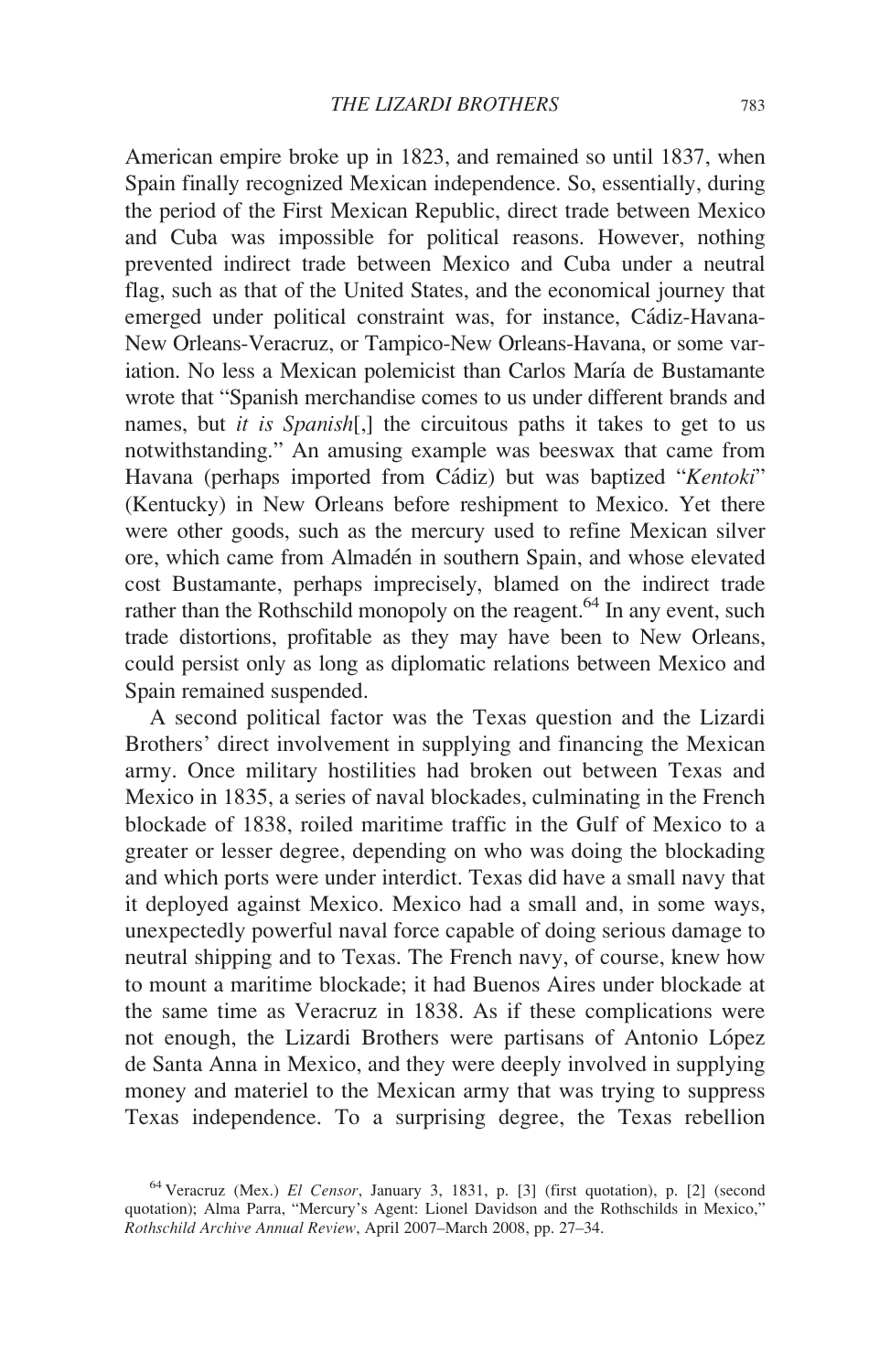American empire broke up in 1823, and remained so until 1837, when Spain finally recognized Mexican independence. So, essentially, during the period of the First Mexican Republic, direct trade between Mexico and Cuba was impossible for political reasons. However, nothing prevented indirect trade between Mexico and Cuba under a neutral flag, such as that of the United States, and the economical journey that emerged under political constraint was, for instance, Cádiz-Havana-New Orleans-Veracruz, or Tampico-New Orleans-Havana, or some variation. No less a Mexican polemicist than Carlos María de Bustamante wrote that "Spanish merchandise comes to us under different brands and names, but *it is Spanish*[,] the circuitous paths it takes to get to us notwithstanding." An amusing example was beeswax that came from Havana (perhaps imported from Cádiz) but was baptized "*Kentoki*" (Kentucky) in New Orleans before reshipment to Mexico. Yet there were other goods, such as the mercury used to refine Mexican silver ore, which came from Almadén in southern Spain, and whose elevated cost Bustamante, perhaps imprecisely, blamed on the indirect trade rather than the Rothschild monopoly on the reagent.[64] In any event, such trade distortions, profitable as they may have been to New Orleans, could persist only as long as diplomatic relations between Mexico and Spain remained suspended.

A second political factor was the Texas question and the Lizardi Brothers' direct involvement in supplying and financing the Mexican army. Once military hostilities had broken out between Texas and Mexico in 1835, a series of naval blockades, culminating in the French blockade of 1838, roiled maritime traffic in the Gulf of Mexico to a greater or lesser degree, depending on who was doing the blockading and which ports were under interdict. Texas did have a small navy that it deployed against Mexico. Mexico had a small and, in some ways, unexpectedly powerful naval force capable of doing serious damage to neutral shipping and to Texas. The French navy, of course, knew how to mount a maritime blockade; it had Buenos Aires under blockade at the same time as Veracruz in 1838. As if these complications were not enough, the Lizardi Brothers were partisans of Antonio López de Santa Anna in Mexico, and they were deeply involved in supplying money and materiel to the Mexican army that was trying to suppress Texas independence. To a surprising degree, the Texas rebellion

[64] Veracruz (Mex.) *El Censor*, January 3, 1831, p. [3] (first quotation), p. [2] (second quotation); Alma Parra, "Mercury's Agent: Lionel Davidson and the Rothschilds in Mexico," *Rothschild Archive Annual Review*, April 2007–March 2008, pp. 27–34.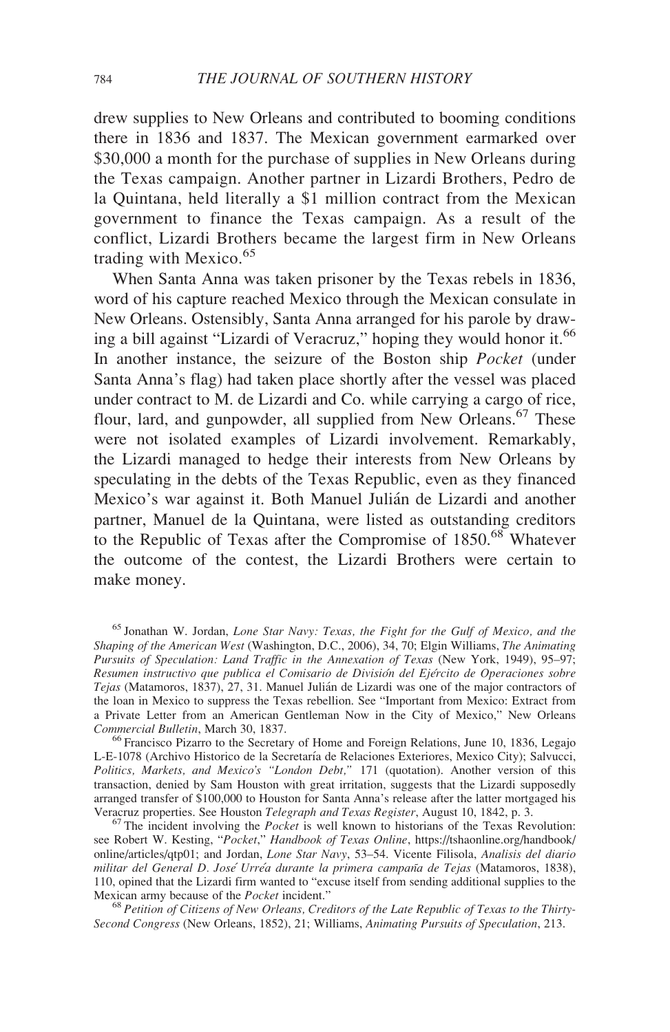drew supplies to New Orleans and contributed to booming conditions there in 1836 and 1837. The Mexican government earmarked over $30,000 a month for the purchase of supplies in New Orleans during the Texas campaign. Another partner in Lizardi Brothers, Pedro de la Quintana, held literally a $1 million contract from the Mexican government to finance the Texas campaign. As a result of the conflict, Lizardi Brothers became the largest firm in New Orleans trading with Mexico.[65]

When Santa Anna was taken prisoner by the Texas rebels in 1836, word of his capture reached Mexico through the Mexican consulate in New Orleans. Ostensibly, Santa Anna arranged for his parole by drawing a bill against "Lizardi of Veracruz," hoping they would honor it.[66] In another instance, the seizure of the Boston ship *Pocket* (under Santa Anna's flag) had taken place shortly after the vessel was placed under contract to M. de Lizardi and Co. while carrying a cargo of rice, flour, lard, and gunpowder, all supplied from New Orleans.[67] These were not isolated examples of Lizardi involvement. Remarkably, the Lizardi managed to hedge their interests from New Orleans by speculating in the debts of the Texas Republic, even as they financed Mexico's war against it. Both Manuel Julián de Lizardi and another partner, Manuel de la Quintana, were listed as outstanding creditors to the Republic of Texas after the Compromise of 1850.[68] Whatever the outcome of the contest, the Lizardi Brothers were certain to make money.

[65] Jonathan W. Jordan, *Lone Star Navy: Texas, the Fight for the Gulf of Mexico, and the Shaping of the American West* (Washington, D.C., 2006), 34, 70; Elgin Williams, *The Animating Pursuits of Speculation: Land Traffic in the Annexation of Texas* (New York, 1949), 95–97; *Resumen instructivo que publica el Comisario de División del Ejército de Operaciones sobre Tejas* (Matamoros, 1837), 27, 31. Manuel Julián de Lizardi was one of the major contractors of the loan in Mexico to suppress the Texas rebellion. See "Important from Mexico: Extract from a Private Letter from an American Gentleman Now in the City of Mexico," New Orleans *Commercial Bulletin*, March 30, 1837.

[66] Francisco Pizarro to the Secretary of Home and Foreign Relations, June 10, 1836, Legajo L-E-1078 (Archivo Historico de la Secretaría de Relaciones Exteriores, Mexico City); Salvucci, *Politics, Markets, and Mexico's "London Debt,"* 171 (quotation). Another version of this transaction, denied by Sam Houston with great irritation, suggests that the Lizardi supposedly arranged transfer of $100,000 to Houston for Santa Anna's release after the latter mortgaged his Veracruz properties. See Houston *Telegraph and Texas Register*, August 10, 1842, p. 3.

[67] The incident involving the *Pocket* is well known to historians of the Texas Revolution: see Robert W. Kesting, "*Pocket*," *Handbook of Texas Online*, https://tshaonline.org/handbook/online/articles/qtp01; and Jordan, *Lone Star Navy*, 53–54. Vicente Filisola, *Analisis del diario militar del General D. José Urréa durante la primera campaña de Tejas* (Matamoros, 1838), 110, opined that the Lizardi firm wanted to "excuse itself from sending additional supplies to the Mexican army because of the *Pocket* incident."

[68] *Petition of Citizens of New Orleans, Creditors of the Late Republic of Texas to the Thirty-Second Congress* (New Orleans, 1852), 21; Williams, *Animating Pursuits of Speculation*, 213.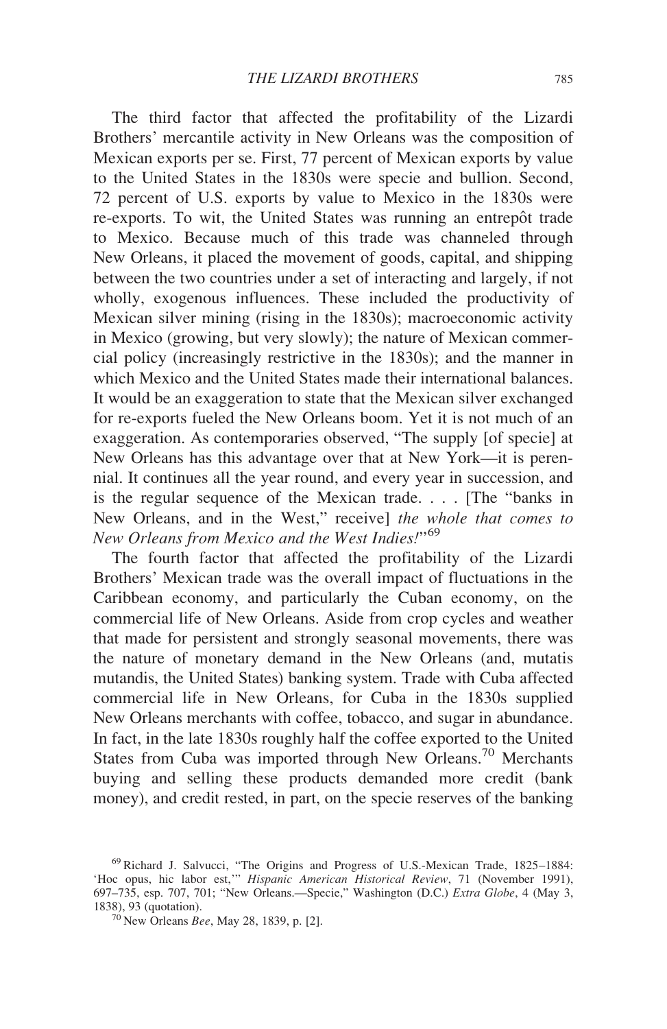The third factor that affected the profitability of the Lizardi Brothers' mercantile activity in New Orleans was the composition of Mexican exports per se. First, 77 percent of Mexican exports by value to the United States in the 1830s were specie and bullion. Second, 72 percent of U.S. exports by value to Mexico in the 1830s were re-exports. To wit, the United States was running an entrepôt trade to Mexico. Because much of this trade was channeled through New Orleans, it placed the movement of goods, capital, and shipping between the two countries under a set of interacting and largely, if not wholly, exogenous influences. These included the productivity of Mexican silver mining (rising in the 1830s); macroeconomic activity in Mexico (growing, but very slowly); the nature of Mexican commercial policy (increasingly restrictive in the 1830s); and the manner in which Mexico and the United States made their international balances. It would be an exaggeration to state that the Mexican silver exchanged for re-exports fueled the New Orleans boom. Yet it is not much of an exaggeration. As contemporaries observed, "The supply [of specie] at New Orleans has this advantage over that at New York—it is perennial. It continues all the year round, and every year in succession, and is the regular sequence of the Mexican trade. . . . [The "banks in New Orleans, and in the West," receive] *the whole that comes to New Orleans from Mexico and the West Indies!*"[69]

The fourth factor that affected the profitability of the Lizardi Brothers' Mexican trade was the overall impact of fluctuations in the Caribbean economy, and particularly the Cuban economy, on the commercial life of New Orleans. Aside from crop cycles and weather that made for persistent and strongly seasonal movements, there was the nature of monetary demand in the New Orleans (and, mutatis mutandis, the United States) banking system. Trade with Cuba affected commercial life in New Orleans, for Cuba in the 1830s supplied New Orleans merchants with coffee, tobacco, and sugar in abundance. In fact, in the late 1830s roughly half the coffee exported to the United States from Cuba was imported through New Orleans.[70] Merchants buying and selling these products demanded more credit (bank money), and credit rested, in part, on the specie reserves of the banking

[69] Richard J. Salvucci, "The Origins and Progress of U.S.-Mexican Trade, 1825–1884: 'Hoc opus, hic labor est,'" *Hispanic American Historical Review*, 71 (November 1991), 697–735, esp. 707, 701; "New Orleans.—Specie," Washington (D.C.) *Extra Globe*, 4 (May 3, 1838), 93 (quotation).

[70] New Orleans *Bee*, May 28, 1839, p. [2].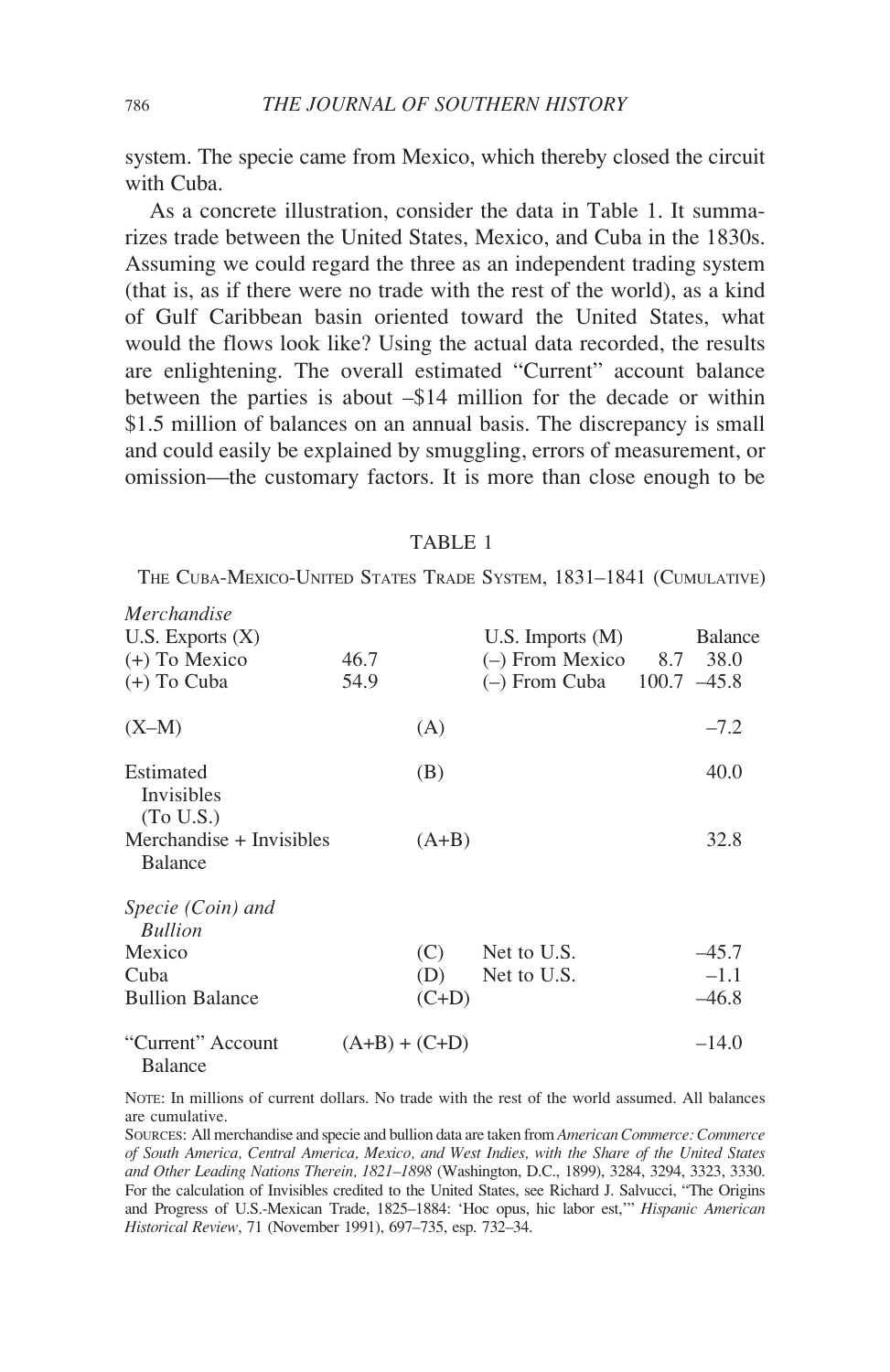system. The specie came from Mexico, which thereby closed the circuit with Cuba.

As a concrete illustration, consider the data in Table 1. It summarizes trade between the United States, Mexico, and Cuba in the 1830s. Assuming we could regard the three as an independent trading system (that is, as if there were no trade with the rest of the world), as a kind of Gulf Caribbean basin oriented toward the United States, what would the flows look like? Using the actual data recorded, the results are enlightening. The overall estimated "Current" account balance between the parties is about –$14 million for the decade or within $1.5 million of balances on an annual basis. The discrepancy is small and could easily be explained by smuggling, errors of measurement, or omission—the customary factors. It is more than close enough to be

TABLE 1

THE CUBA-MEXICO-UNITED STATES TRADE SYSTEM, 1831–1841 (CUMULATIVE)

| *Merchandise* | | | | | |
|---|---|---|---|---|---|
| U.S. Exports (X) | | | U.S. Imports (M) | | Balance |
| (+) To Mexico | 46.7 | | (–) From Mexico | 8.7 | 38.0 |
| (+) To Cuba | 54.9 | | (–) From Cuba | 100.7 | –45.8 |
| (X–M) | | (A) | | | –7.2 |
| Estimated Invisibles (To U.S.) | | (B) | | | 40.0 |
| Merchandise + Invisibles Balance | | (A+B) | | | 32.8 |
| *Specie (Coin) and Bullion* | | | | | |
| Mexico | | (C) | Net to U.S. | | –45.7 |
| Cuba | | (D) | Net to U.S. | | –1.1 |
| Bullion Balance | | (C+D) | | | –46.8 |
| "Current" Account Balance | | (A+B) + (C+D) | | | –14.0 |

NOTE: In millions of current dollars. No trade with the rest of the world assumed. All balances are cumulative.

SOURCES: All merchandise and specie and bullion data are taken from *American Commerce: Commerce of South America, Central America, Mexico, and West Indies, with the Share of the United States and Other Leading Nations Therein, 1821–1898* (Washington, D.C., 1899), 3284, 3294, 3323, 3330. For the calculation of Invisibles credited to the United States, see Richard J. Salvucci, "The Origins and Progress of U.S.-Mexican Trade, 1825–1884: 'Hoc opus, hic labor est,'" *Hispanic American Historical Review*, 71 (November 1991), 697–735, esp. 732–34.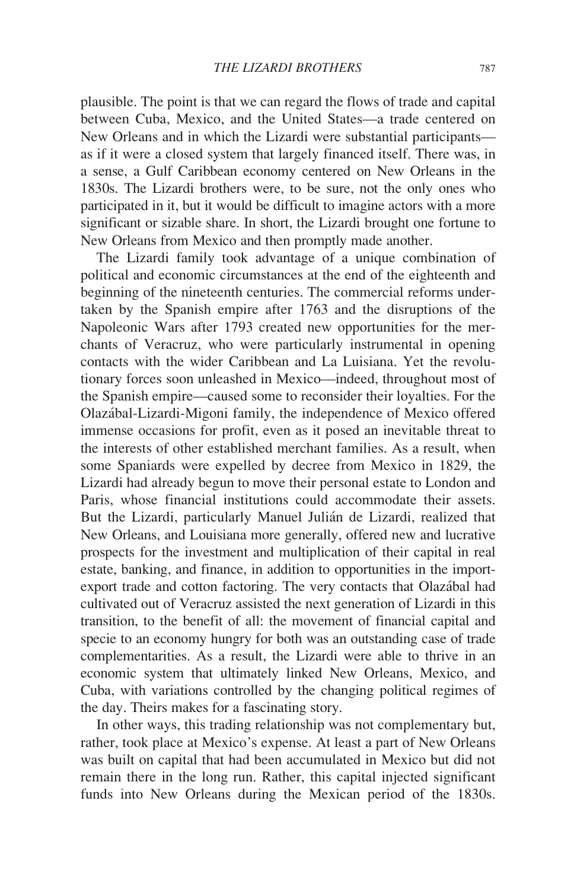plausible. The point is that we can regard the flows of trade and capital between Cuba, Mexico, and the United States—a trade centered on New Orleans and in which the Lizardi were substantial participants—as if it were a closed system that largely financed itself. There was, in a sense, a Gulf Caribbean economy centered on New Orleans in the 1830s. The Lizardi brothers were, to be sure, not the only ones who participated in it, but it would be difficult to imagine actors with a more significant or sizable share. In short, the Lizardi brought one fortune to New Orleans from Mexico and then promptly made another.

The Lizardi family took advantage of a unique combination of political and economic circumstances at the end of the eighteenth and beginning of the nineteenth centuries. The commercial reforms undertaken by the Spanish empire after 1763 and the disruptions of the Napoleonic Wars after 1793 created new opportunities for the merchants of Veracruz, who were particularly instrumental in opening contacts with the wider Caribbean and La Luisiana. Yet the revolutionary forces soon unleashed in Mexico—indeed, throughout most of the Spanish empire—caused some to reconsider their loyalties. For the Olazábal-Lizardi-Migoni family, the independence of Mexico offered immense occasions for profit, even as it posed an inevitable threat to the interests of other established merchant families. As a result, when some Spaniards were expelled by decree from Mexico in 1829, the Lizardi had already begun to move their personal estate to London and Paris, whose financial institutions could accommodate their assets. But the Lizardi, particularly Manuel Julián de Lizardi, realized that New Orleans, and Louisiana more generally, offered new and lucrative prospects for the investment and multiplication of their capital in real estate, banking, and finance, in addition to opportunities in the import-export trade and cotton factoring. The very contacts that Olazábal had cultivated out of Veracruz assisted the next generation of Lizardi in this transition, to the benefit of all: the movement of financial capital and specie to an economy hungry for both was an outstanding case of trade complementarities. As a result, the Lizardi were able to thrive in an economic system that ultimately linked New Orleans, Mexico, and Cuba, with variations controlled by the changing political regimes of the day. Theirs makes for a fascinating story.

In other ways, this trading relationship was not complementary but, rather, took place at Mexico's expense. At least a part of New Orleans was built on capital that had been accumulated in Mexico but did not remain there in the long run. Rather, this capital injected significant funds into New Orleans during the Mexican period of the 1830s.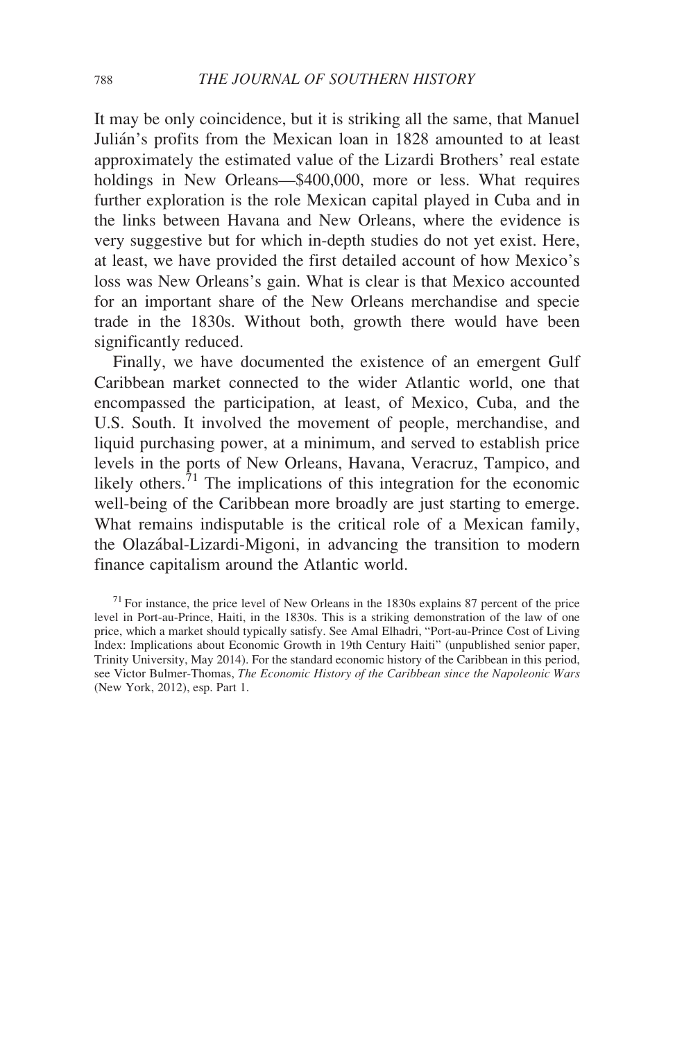It may be only coincidence, but it is striking all the same, that Manuel Julián's profits from the Mexican loan in 1828 amounted to at least approximately the estimated value of the Lizardi Brothers' real estate holdings in New Orleans—$400,000, more or less. What requires further exploration is the role Mexican capital played in Cuba and in the links between Havana and New Orleans, where the evidence is very suggestive but for which in-depth studies do not yet exist. Here, at least, we have provided the first detailed account of how Mexico's loss was New Orleans's gain. What is clear is that Mexico accounted for an important share of the New Orleans merchandise and specie trade in the 1830s. Without both, growth there would have been significantly reduced.

Finally, we have documented the existence of an emergent Gulf Caribbean market connected to the wider Atlantic world, one that encompassed the participation, at least, of Mexico, Cuba, and the U.S. South. It involved the movement of people, merchandise, and liquid purchasing power, at a minimum, and served to establish price levels in the ports of New Orleans, Havana, Veracruz, Tampico, and likely others.[71] The implications of this integration for the economic well-being of the Caribbean more broadly are just starting to emerge. What remains indisputable is the critical role of a Mexican family, the Olazábal-Lizardi-Migoni, in advancing the transition to modern finance capitalism around the Atlantic world.

[71] For instance, the price level of New Orleans in the 1830s explains 87 percent of the price level in Port-au-Prince, Haiti, in the 1830s. This is a striking demonstration of the law of one price, which a market should typically satisfy. See Amal Elhadri, "Port-au-Prince Cost of Living Index: Implications about Economic Growth in 19th Century Haiti" (unpublished senior paper, Trinity University, May 2014). For the standard economic history of the Caribbean in this period, see Victor Bulmer-Thomas, *The Economic History of the Caribbean since the Napoleonic Wars* (New York, 2012), esp. Part 1.